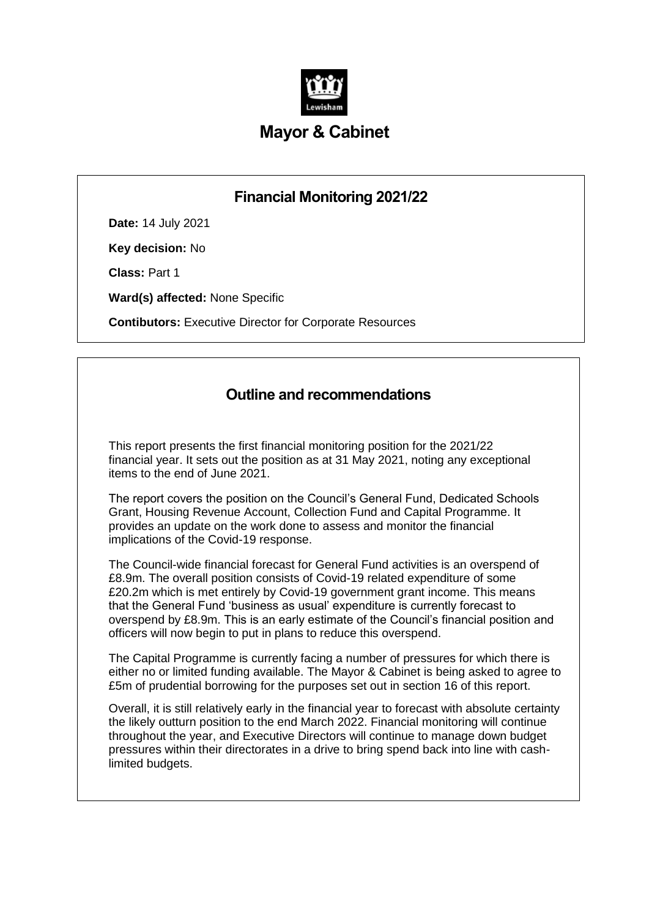Lewisham

# Mayor & Cabinet

## Financial Monitoring 2021/22

**Date:** 14 July 2021

**Key decision:** No

**Class:** Part 1

**Ward(s) affected:** None Specific

**Contibutors:** Executive Director for Corporate Resources

## Outline and recommendations

This report presents the first financial monitoring position for the 2021/22 financial year. It sets out the position as at 31 May 2021, noting any exceptional items to the end of June 2021.

The report covers the position on the Council's General Fund, Dedicated Schools Grant, Housing Revenue Account, Collection Fund and Capital Programme. It provides an update on the work done to assess and monitor the financial implications of the Covid-19 response.

The Council-wide financial forecast for General Fund activities is an overspend of £8.9m. The overall position consists of Covid-19 related expenditure of some £20.2m which is met entirely by Covid-19 government grant income. This means that the General Fund 'business as usual' expenditure is currently forecast to overspend by £8.9m. This is an early estimate of the Council's financial position and officers will now begin to put in plans to reduce this overspend.

The Capital Programme is currently facing a number of pressures for which there is either no or limited funding available. The Mayor & Cabinet is being asked to agree to £5m of prudential borrowing for the purposes set out in section 16 of this report.

Overall, it is still relatively early in the financial year to forecast with absolute certainty the likely outturn position to the end March 2022. Financial monitoring will continue throughout the year, and Executive Directors will continue to manage down budget pressures within their directorates in a drive to bring spend back into line with cash-limited budgets.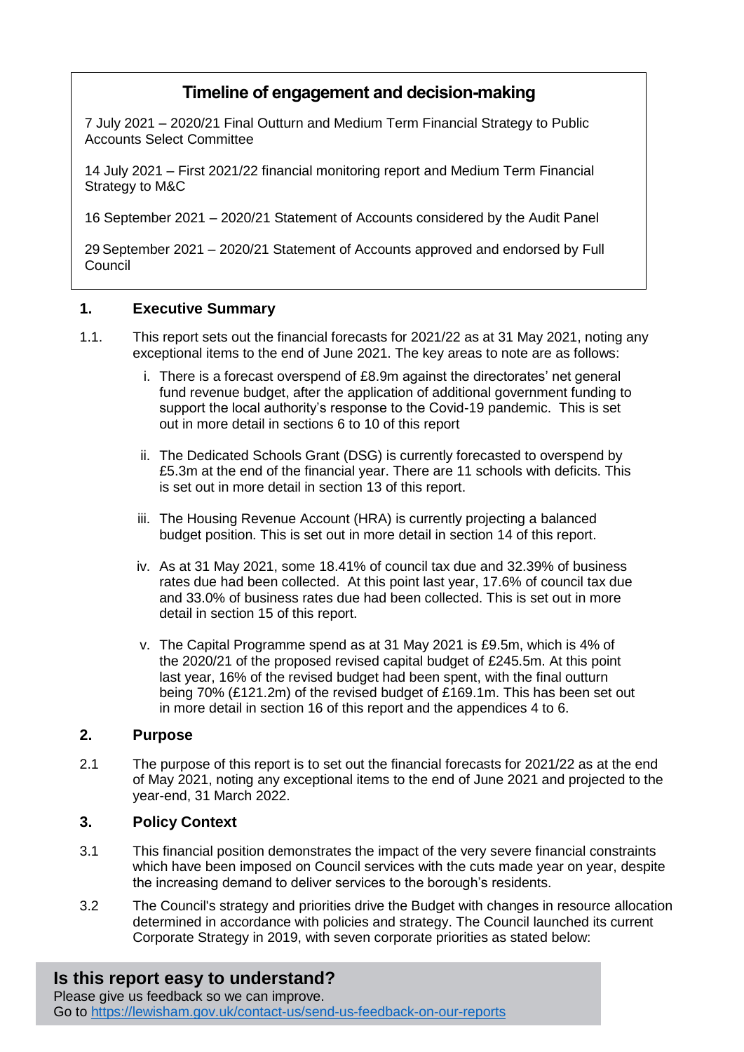## Timeline of engagement and decision-making

7 July 2021 – 2020/21 Final Outturn and Medium Term Financial Strategy to Public Accounts Select Committee

14 July 2021 – First 2021/22 financial monitoring report and Medium Term Financial Strategy to M&C

16 September 2021 – 2020/21 Statement of Accounts considered by the Audit Panel

29 September 2021 – 2020/21 Statement of Accounts approved and endorsed by Full Council

## 1. Executive Summary

1.1. This report sets out the financial forecasts for 2021/22 as at 31 May 2021, noting any exceptional items to the end of June 2021. The key areas to note are as follows:

   i. There is a forecast overspend of £8.9m against the directorates' net general fund revenue budget, after the application of additional government funding to support the local authority's response to the Covid-19 pandemic. This is set out in more detail in sections 6 to 10 of this report

   ii. The Dedicated Schools Grant (DSG) is currently forecasted to overspend by £5.3m at the end of the financial year. There are 11 schools with deficits. This is set out in more detail in section 13 of this report.

   iii. The Housing Revenue Account (HRA) is currently projecting a balanced budget position. This is set out in more detail in section 14 of this report.

   iv. As at 31 May 2021, some 18.41% of council tax due and 32.39% of business rates due had been collected. At this point last year, 17.6% of council tax due and 33.0% of business rates due had been collected. This is set out in more detail in section 15 of this report.

   v. The Capital Programme spend as at 31 May 2021 is £9.5m, which is 4% of the 2020/21 of the proposed revised capital budget of £245.5m. At this point last year, 16% of the revised budget had been spent, with the final outturn being 70% (£121.2m) of the revised budget of £169.1m. This has been set out in more detail in section 16 of this report and the appendices 4 to 6.

## 2. Purpose

2.1 The purpose of this report is to set out the financial forecasts for 2021/22 as at the end of May 2021, noting any exceptional items to the end of June 2021 and projected to the year-end, 31 March 2022.

## 3. Policy Context

3.1 This financial position demonstrates the impact of the very severe financial constraints which have been imposed on Council services with the cuts made year on year, despite the increasing demand to deliver services to the borough's residents.

3.2 The Council's strategy and priorities drive the Budget with changes in resource allocation determined in accordance with policies and strategy. The Council launched its current Corporate Strategy in 2019, with seven corporate priorities as stated below:

**Is this report easy to understand?**
Please give us feedback so we can improve.
Go to https://lewisham.gov.uk/contact-us/send-us-feedback-on-our-reports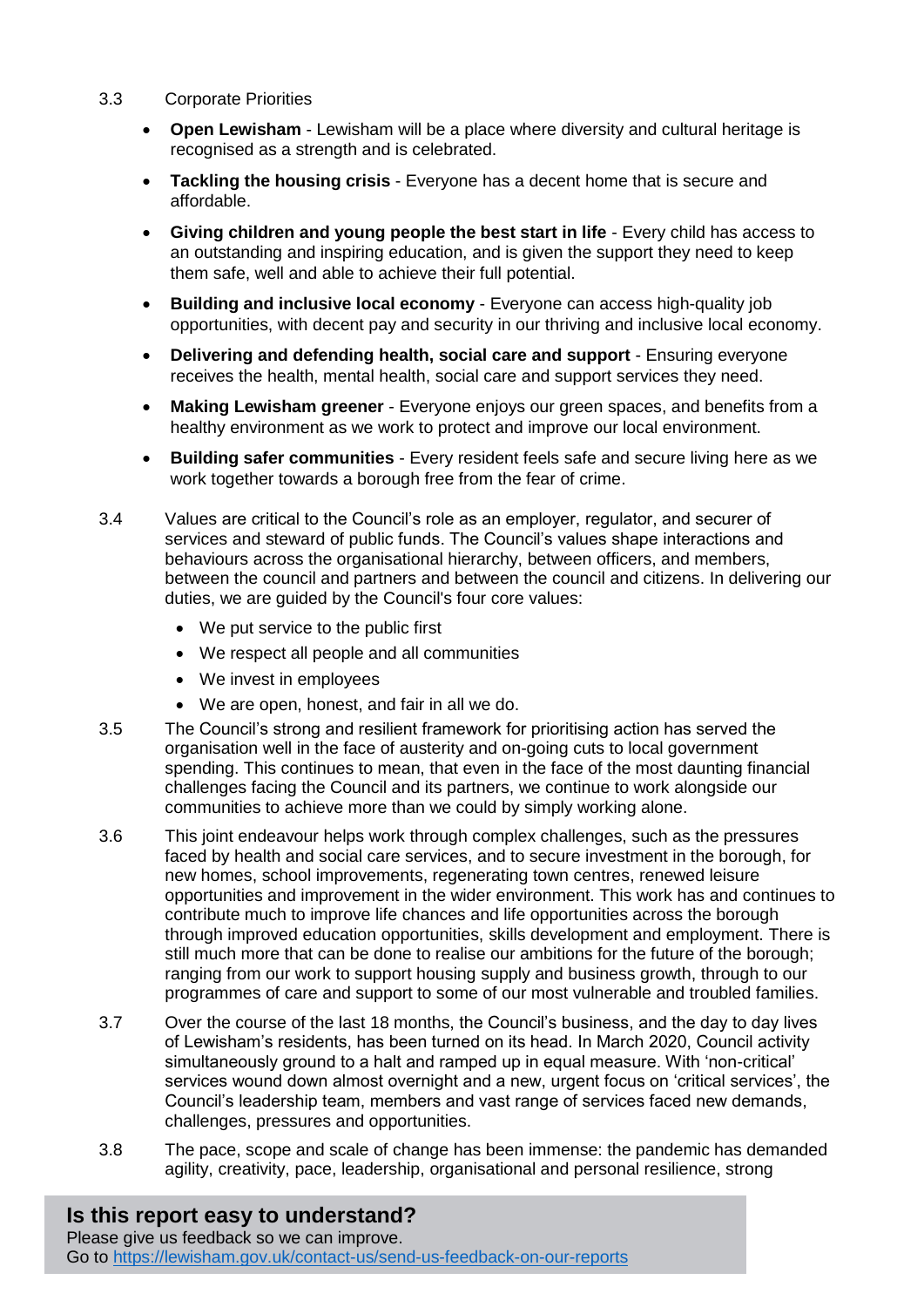3.3 Corporate Priorities

- **Open Lewisham** - Lewisham will be a place where diversity and cultural heritage is recognised as a strength and is celebrated.
- **Tackling the housing crisis** - Everyone has a decent home that is secure and affordable.
- **Giving children and young people the best start in life** - Every child has access to an outstanding and inspiring education, and is given the support they need to keep them safe, well and able to achieve their full potential.
- **Building and inclusive local economy** - Everyone can access high-quality job opportunities, with decent pay and security in our thriving and inclusive local economy.
- **Delivering and defending health, social care and support** - Ensuring everyone receives the health, mental health, social care and support services they need.
- **Making Lewisham greener** - Everyone enjoys our green spaces, and benefits from a healthy environment as we work to protect and improve our local environment.
- **Building safer communities** - Every resident feels safe and secure living here as we work together towards a borough free from the fear of crime.

3.4 Values are critical to the Council's role as an employer, regulator, and securer of services and steward of public funds. The Council's values shape interactions and behaviours across the organisational hierarchy, between officers, and members, between the council and partners and between the council and citizens. In delivering our duties, we are guided by the Council's four core values:

- We put service to the public first
- We respect all people and all communities
- We invest in employees
- We are open, honest, and fair in all we do.

3.5 The Council's strong and resilient framework for prioritising action has served the organisation well in the face of austerity and on-going cuts to local government spending. This continues to mean, that even in the face of the most daunting financial challenges facing the Council and its partners, we continue to work alongside our communities to achieve more than we could by simply working alone.

3.6 This joint endeavour helps work through complex challenges, such as the pressures faced by health and social care services, and to secure investment in the borough, for new homes, school improvements, regenerating town centres, renewed leisure opportunities and improvement in the wider environment. This work has and continues to contribute much to improve life chances and life opportunities across the borough through improved education opportunities, skills development and employment. There is still much more that can be done to realise our ambitions for the future of the borough; ranging from our work to support housing supply and business growth, through to our programmes of care and support to some of our most vulnerable and troubled families.

3.7 Over the course of the last 18 months, the Council's business, and the day to day lives of Lewisham's residents, has been turned on its head. In March 2020, Council activity simultaneously ground to a halt and ramped up in equal measure. With 'non-critical' services wound down almost overnight and a new, urgent focus on 'critical services', the Council's leadership team, members and vast range of services faced new demands, challenges, pressures and opportunities.

3.8 The pace, scope and scale of change has been immense: the pandemic has demanded agility, creativity, pace, leadership, organisational and personal resilience, strong

**Is this report easy to understand?**
Please give us feedback so we can improve.
Go to https://lewisham.gov.uk/contact-us/send-us-feedback-on-our-reports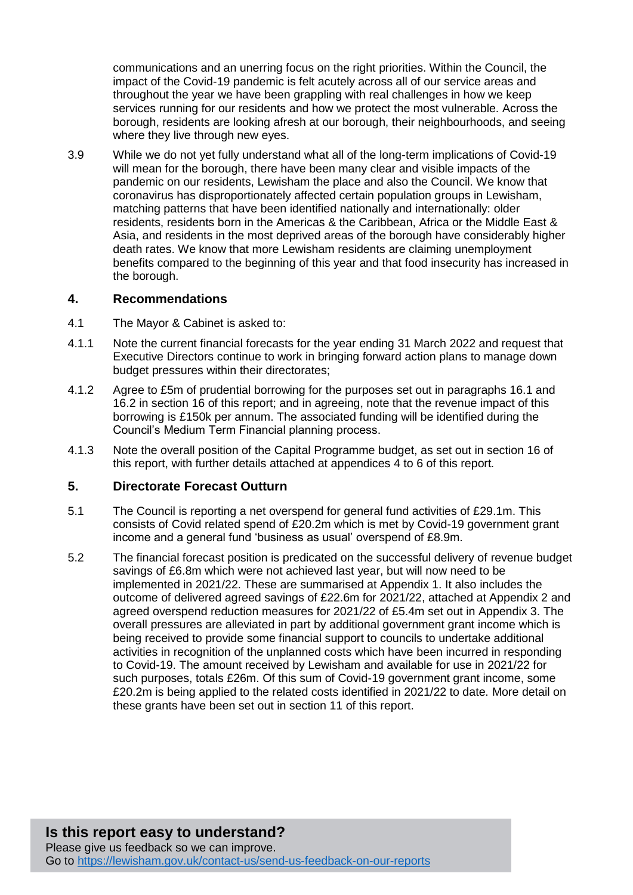communications and an unerring focus on the right priorities. Within the Council, the impact of the Covid-19 pandemic is felt acutely across all of our service areas and throughout the year we have been grappling with real challenges in how we keep services running for our residents and how we protect the most vulnerable. Across the borough, residents are looking afresh at our borough, their neighbourhoods, and seeing where they live through new eyes.

3.9 While we do not yet fully understand what all of the long-term implications of Covid-19 will mean for the borough, there have been many clear and visible impacts of the pandemic on our residents, Lewisham the place and also the Council. We know that coronavirus has disproportionately affected certain population groups in Lewisham, matching patterns that have been identified nationally and internationally: older residents, residents born in the Americas & the Caribbean, Africa or the Middle East & Asia, and residents in the most deprived areas of the borough have considerably higher death rates. We know that more Lewisham residents are claiming unemployment benefits compared to the beginning of this year and that food insecurity has increased in the borough.

## 4. Recommendations

4.1 The Mayor & Cabinet is asked to:

4.1.1 Note the current financial forecasts for the year ending 31 March 2022 and request that Executive Directors continue to work in bringing forward action plans to manage down budget pressures within their directorates;

4.1.2 Agree to £5m of prudential borrowing for the purposes set out in paragraphs 16.1 and 16.2 in section 16 of this report; and in agreeing, note that the revenue impact of this borrowing is £150k per annum. The associated funding will be identified during the Council's Medium Term Financial planning process.

4.1.3 Note the overall position of the Capital Programme budget, as set out in section 16 of this report, with further details attached at appendices 4 to 6 of this report.

## 5. Directorate Forecast Outturn

5.1 The Council is reporting a net overspend for general fund activities of £29.1m. This consists of Covid related spend of £20.2m which is met by Covid-19 government grant income and a general fund 'business as usual' overspend of £8.9m.

5.2 The financial forecast position is predicated on the successful delivery of revenue budget savings of £6.8m which were not achieved last year, but will now need to be implemented in 2021/22. These are summarised at Appendix 1. It also includes the outcome of delivered agreed savings of £22.6m for 2021/22, attached at Appendix 2 and agreed overspend reduction measures for 2021/22 of £5.4m set out in Appendix 3. The overall pressures are alleviated in part by additional government grant income which is being received to provide some financial support to councils to undertake additional activities in recognition of the unplanned costs which have been incurred in responding to Covid-19. The amount received by Lewisham and available for use in 2021/22 for such purposes, totals £26m. Of this sum of Covid-19 government grant income, some £20.2m is being applied to the related costs identified in 2021/22 to date. More detail on these grants have been set out in section 11 of this report.

**Is this report easy to understand?**
Please give us feedback so we can improve.
Go to https://lewisham.gov.uk/contact-us/send-us-feedback-on-our-reports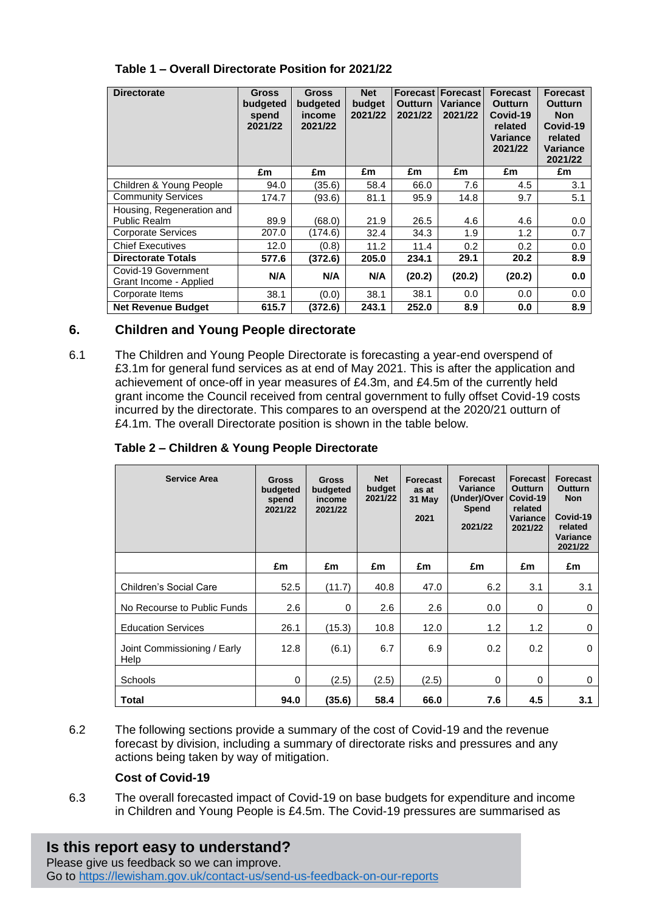**Table 1 – Overall Directorate Position for 2021/22**

| Directorate | Gross budgeted spend 2021/22 | Gross budgeted income 2021/22 | Net budget 2021/22 | Forecast Outturn 2021/22 | Forecast Variance 2021/22 | Forecast Outturn Covid-19 related Variance 2021/22 | Forecast Outturn Non Covid-19 related Variance 2021/22 |
|---|---|---|---|---|---|---|---|
| | £m | £m | £m | £m | £m | £m | £m |
| Children & Young People | 94.0 | (35.6) | 58.4 | 66.0 | 7.6 | 4.5 | 3.1 |
| Community Services | 174.7 | (93.6) | 81.1 | 95.9 | 14.8 | 9.7 | 5.1 |
| Housing, Regeneration and Public Realm | 89.9 | (68.0) | 21.9 | 26.5 | 4.6 | 4.6 | 0.0 |
| Corporate Services | 207.0 | (174.6) | 32.4 | 34.3 | 1.9 | 1.2 | 0.7 |
| Chief Executives | 12.0 | (0.8) | 11.2 | 11.4 | 0.2 | 0.2 | 0.0 |
| **Directorate Totals** | **577.6** | **(372.6)** | **205.0** | **234.1** | **29.1** | **20.2** | **8.9** |
| Covid-19 Government Grant Income - Applied | **N/A** | **N/A** | **N/A** | **(20.2)** | **(20.2)** | **(20.2)** | **0.0** |
| Corporate Items | 38.1 | (0.0) | 38.1 | 38.1 | 0.0 | 0.0 | 0.0 |
| **Net Revenue Budget** | **615.7** | **(372.6)** | **243.1** | **252.0** | **8.9** | **0.0** | **8.9** |

## 6. Children and Young People directorate

6.1 The Children and Young People Directorate is forecasting a year-end overspend of £3.1m for general fund services as at end of May 2021. This is after the application and achievement of once-off in year measures of £4.3m, and £4.5m of the currently held grant income the Council received from central government to fully offset Covid-19 costs incurred by the directorate. This compares to an overspend at the 2020/21 outturn of £4.1m. The overall Directorate position is shown in the table below.

**Table 2 – Children & Young People Directorate**

| Service Area | Gross budgeted spend 2021/22 | Gross budgeted income 2021/22 | Net budget 2021/22 | Forecast as at 31 May 2021 | Forecast Variance (Under)/Over Spend 2021/22 | Forecast Outturn Covid-19 related Variance 2021/22 | Forecast Outturn Non Covid-19 related Variance 2021/22 |
|---|---|---|---|---|---|---|---|
| | £m | £m | £m | £m | £m | £m | £m |
| Children's Social Care | 52.5 | (11.7) | 40.8 | 47.0 | 6.2 | 3.1 | 3.1 |
| No Recourse to Public Funds | 2.6 | 0 | 2.6 | 2.6 | 0.0 | 0 | 0 |
| Education Services | 26.1 | (15.3) | 10.8 | 12.0 | 1.2 | 1.2 | 0 |
| Joint Commissioning / Early Help | 12.8 | (6.1) | 6.7 | 6.9 | 0.2 | 0.2 | 0 |
| Schools | 0 | (2.5) | (2.5) | (2.5) | 0 | 0 | 0 |
| **Total** | **94.0** | **(35.6)** | **58.4** | **66.0** | **7.6** | **4.5** | **3.1** |

6.2 The following sections provide a summary of the cost of Covid-19 and the revenue forecast by division, including a summary of directorate risks and pressures and any actions being taken by way of mitigation.

**Cost of Covid-19**

6.3 The overall forecasted impact of Covid-19 on base budgets for expenditure and income in Children and Young People is £4.5m. The Covid-19 pressures are summarised as

**Is this report easy to understand?**
Please give us feedback so we can improve.
Go to https://lewisham.gov.uk/contact-us/send-us-feedback-on-our-reports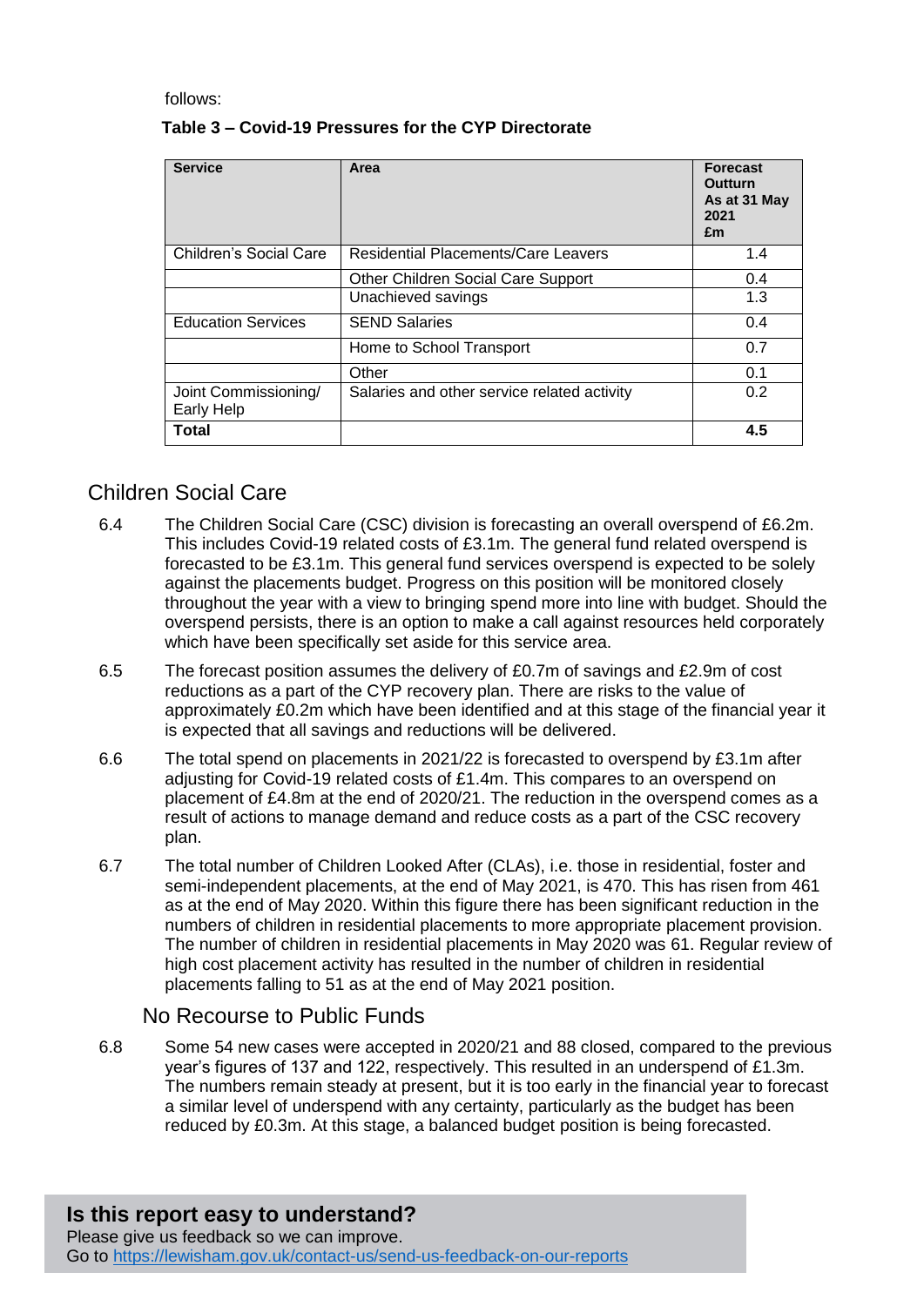follows:

**Table 3 – Covid-19 Pressures for the CYP Directorate**

| Service | Area | Forecast Outturn As at 31 May 2021 £m |
|---|---|---|
| Children's Social Care | Residential Placements/Care Leavers | 1.4 |
| | Other Children Social Care Support | 0.4 |
| | Unachieved savings | 1.3 |
| Education Services | SEND Salaries | 0.4 |
| | Home to School Transport | 0.7 |
| | Other | 0.1 |
| Joint Commissioning/ Early Help | Salaries and other service related activity | 0.2 |
| **Total** | | **4.5** |

## Children Social Care

6.4 The Children Social Care (CSC) division is forecasting an overall overspend of £6.2m. This includes Covid-19 related costs of £3.1m. The general fund related overspend is forecasted to be £3.1m. This general fund services overspend is expected to be solely against the placements budget. Progress on this position will be monitored closely throughout the year with a view to bringing spend more into line with budget. Should the overspend persists, there is an option to make a call against resources held corporately which have been specifically set aside for this service area.

6.5 The forecast position assumes the delivery of £0.7m of savings and £2.9m of cost reductions as a part of the CYP recovery plan. There are risks to the value of approximately £0.2m which have been identified and at this stage of the financial year it is expected that all savings and reductions will be delivered.

6.6 The total spend on placements in 2021/22 is forecasted to overspend by £3.1m after adjusting for Covid-19 related costs of £1.4m. This compares to an overspend on placement of £4.8m at the end of 2020/21. The reduction in the overspend comes as a result of actions to manage demand and reduce costs as a part of the CSC recovery plan.

6.7 The total number of Children Looked After (CLAs), i.e. those in residential, foster and semi-independent placements, at the end of May 2021, is 470. This has risen from 461 as at the end of May 2020. Within this figure there has been significant reduction in the numbers of children in residential placements to more appropriate placement provision. The number of children in residential placements in May 2020 was 61. Regular review of high cost placement activity has resulted in the number of children in residential placements falling to 51 as at the end of May 2021 position.

### No Recourse to Public Funds

6.8 Some 54 new cases were accepted in 2020/21 and 88 closed, compared to the previous year's figures of 137 and 122, respectively. This resulted in an underspend of £1.3m. The numbers remain steady at present, but it is too early in the financial year to forecast a similar level of underspend with any certainty, particularly as the budget has been reduced by £0.3m. At this stage, a balanced budget position is being forecasted.

**Is this report easy to understand?**
Please give us feedback so we can improve.
Go to https://lewisham.gov.uk/contact-us/send-us-feedback-on-our-reports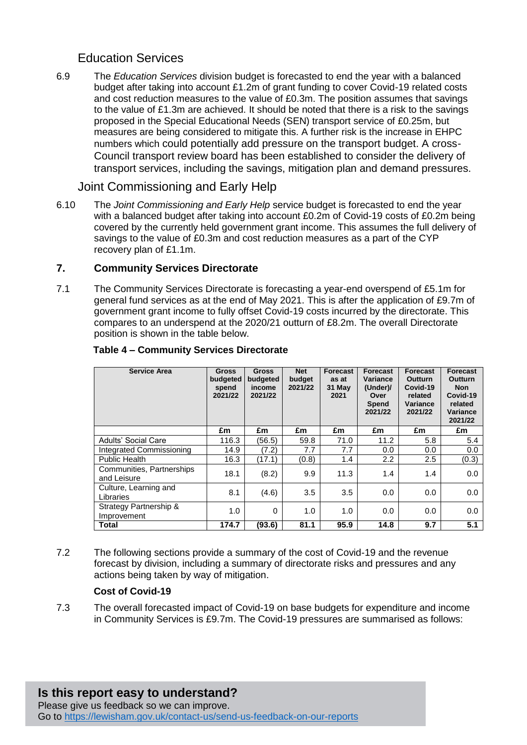### Education Services

6.9 The *Education Services* division budget is forecasted to end the year with a balanced budget after taking into account £1.2m of grant funding to cover Covid-19 related costs and cost reduction measures to the value of £0.3m. The position assumes that savings to the value of £1.3m are achieved. It should be noted that there is a risk to the savings proposed in the Special Educational Needs (SEN) transport service of £0.25m, but measures are being considered to mitigate this. A further risk is the increase in EHPC numbers which could potentially add pressure on the transport budget. A cross-Council transport review board has been established to consider the delivery of transport services, including the savings, mitigation plan and demand pressures.

### Joint Commissioning and Early Help

6.10 The *Joint Commissioning and Early Help* service budget is forecasted to end the year with a balanced budget after taking into account £0.2m of Covid-19 costs of £0.2m being covered by the currently held government grant income. This assumes the full delivery of savings to the value of £0.3m and cost reduction measures as a part of the CYP recovery plan of £1.1m.

## 7. Community Services Directorate

7.1 The Community Services Directorate is forecasting a year-end overspend of £5.1m for general fund services as at the end of May 2021. This is after the application of £9.7m of government grant income to fully offset Covid-19 costs incurred by the directorate. This compares to an underspend at the 2020/21 outturn of £8.2m. The overall Directorate position is shown in the table below.

**Table 4 – Community Services Directorate**

| Service Area | Gross budgeted spend 2021/22 | Gross budgeted income 2021/22 | Net budget 2021/22 | Forecast as at 31 May 2021 | Forecast Variance (Under)/ Over Spend 2021/22 | Forecast Outturn Covid-19 related Variance 2021/22 | Forecast Outturn Non Covid-19 related Variance 2021/22 |
|---|---|---|---|---|---|---|---|
| | £m | £m | £m | £m | £m | £m | £m |
| Adults' Social Care | 116.3 | (56.5) | 59.8 | 71.0 | 11.2 | 5.8 | 5.4 |
| Integrated Commissioning | 14.9 | (7.2) | 7.7 | 7.7 | 0.0 | 0.0 | 0.0 |
| Public Health | 16.3 | (17.1) | (0.8) | 1.4 | 2.2 | 2.5 | (0.3) |
| Communities, Partnerships and Leisure | 18.1 | (8.2) | 9.9 | 11.3 | 1.4 | 1.4 | 0.0 |
| Culture, Learning and Libraries | 8.1 | (4.6) | 3.5 | 3.5 | 0.0 | 0.0 | 0.0 |
| Strategy Partnership & Improvement | 1.0 | 0 | 1.0 | 1.0 | 0.0 | 0.0 | 0.0 |
| **Total** | **174.7** | **(93.6)** | **81.1** | **95.9** | **14.8** | **9.7** | **5.1** |

7.2 The following sections provide a summary of the cost of Covid-19 and the revenue forecast by division, including a summary of directorate risks and pressures and any actions being taken by way of mitigation.

**Cost of Covid-19**

7.3 The overall forecasted impact of Covid-19 on base budgets for expenditure and income in Community Services is £9.7m. The Covid-19 pressures are summarised as follows:

**Is this report easy to understand?**
Please give us feedback so we can improve.
Go to https://lewisham.gov.uk/contact-us/send-us-feedback-on-our-reports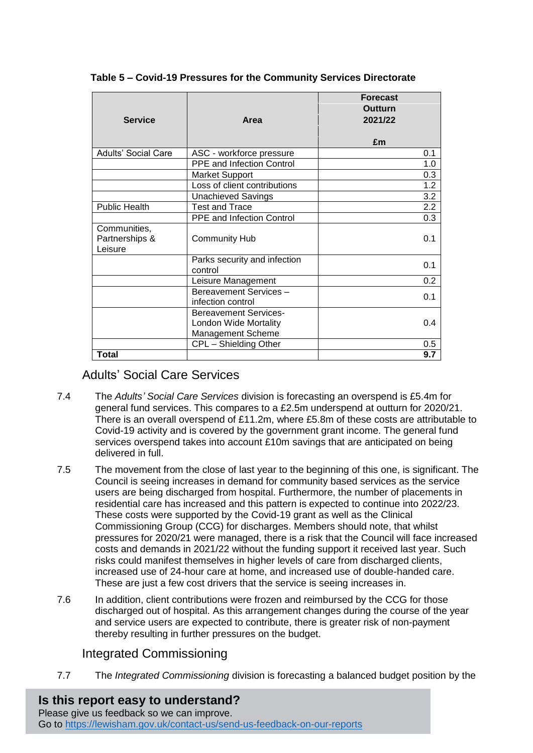**Table 5 – Covid-19 Pressures for the Community Services Directorate**

| Service | Area | Forecast Outturn 2021/22 £m |
|---|---|---|
| Adults' Social Care | ASC - workforce pressure | 0.1 |
| | PPE and Infection Control | 1.0 |
| | Market Support | 0.3 |
| | Loss of client contributions | 1.2 |
| | Unachieved Savings | 3.2 |
| Public Health | Test and Trace | 2.2 |
| | PPE and Infection Control | 0.3 |
| Communities, Partnerships & Leisure | Community Hub | 0.1 |
| | Parks security and infection control | 0.1 |
| | Leisure Management | 0.2 |
| | Bereavement Services – infection control | 0.1 |
| | Bereavement Services- London Wide Mortality Management Scheme | 0.4 |
| | CPL – Shielding Other | 0.5 |
| **Total** | | **9.7** |

## Adults' Social Care Services

7.4 The *Adults' Social Care Services* division is forecasting an overspend is £5.4m for general fund services. This compares to a £2.5m underspend at outturn for 2020/21. There is an overall overspend of £11.2m, where £5.8m of these costs are attributable to Covid-19 activity and is covered by the government grant income. The general fund services overspend takes into account £10m savings that are anticipated on being delivered in full.

7.5 The movement from the close of last year to the beginning of this one, is significant. The Council is seeing increases in demand for community based services as the service users are being discharged from hospital. Furthermore, the number of placements in residential care has increased and this pattern is expected to continue into 2022/23. These costs were supported by the Covid-19 grant as well as the Clinical Commissioning Group (CCG) for discharges. Members should note, that whilst pressures for 2020/21 were managed, there is a risk that the Council will face increased costs and demands in 2021/22 without the funding support it received last year. Such risks could manifest themselves in higher levels of care from discharged clients, increased use of 24-hour care at home, and increased use of double-handed care. These are just a few cost drivers that the service is seeing increases in.

7.6 In addition, client contributions were frozen and reimbursed by the CCG for those discharged out of hospital. As this arrangement changes during the course of the year and service users are expected to contribute, there is greater risk of non-payment thereby resulting in further pressures on the budget.

## Integrated Commissioning

7.7 The *Integrated Commissioning* division is forecasting a balanced budget position by the

**Is this report easy to understand?**
Please give us feedback so we can improve.
Go to https://lewisham.gov.uk/contact-us/send-us-feedback-on-our-reports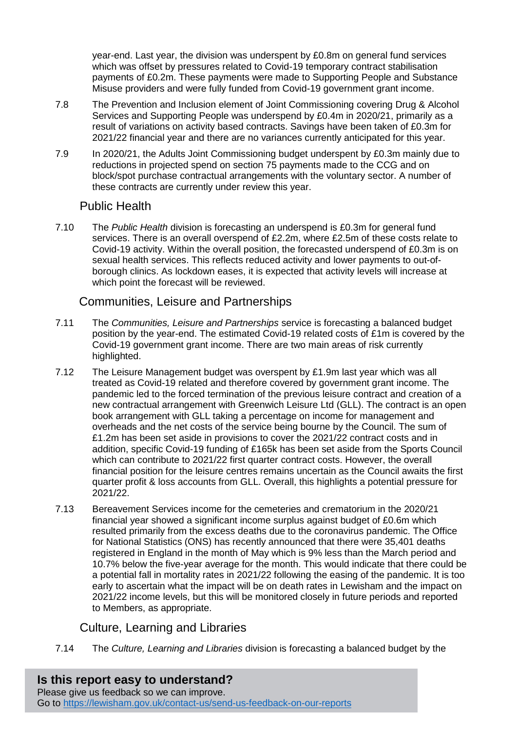year-end. Last year, the division was underspent by £0.8m on general fund services which was offset by pressures related to Covid-19 temporary contract stabilisation payments of £0.2m. These payments were made to Supporting People and Substance Misuse providers and were fully funded from Covid-19 government grant income.

7.8 The Prevention and Inclusion element of Joint Commissioning covering Drug & Alcohol Services and Supporting People was underspend by £0.4m in 2020/21, primarily as a result of variations on activity based contracts. Savings have been taken of £0.3m for 2021/22 financial year and there are no variances currently anticipated for this year.

7.9 In 2020/21, the Adults Joint Commissioning budget underspent by £0.3m mainly due to reductions in projected spend on section 75 payments made to the CCG and on block/spot purchase contractual arrangements with the voluntary sector. A number of these contracts are currently under review this year.

## Public Health

7.10 The *Public Health* division is forecasting an underspend is £0.3m for general fund services. There is an overall overspend of £2.2m, where £2.5m of these costs relate to Covid-19 activity. Within the overall position, the forecasted underspend of £0.3m is on sexual health services. This reflects reduced activity and lower payments to out-of-borough clinics. As lockdown eases, it is expected that activity levels will increase at which point the forecast will be reviewed.

## Communities, Leisure and Partnerships

7.11 The *Communities, Leisure and Partnerships* service is forecasting a balanced budget position by the year-end. The estimated Covid-19 related costs of £1m is covered by the Covid-19 government grant income. There are two main areas of risk currently highlighted.

7.12 The Leisure Management budget was overspent by £1.9m last year which was all treated as Covid-19 related and therefore covered by government grant income. The pandemic led to the forced termination of the previous leisure contract and creation of a new contractual arrangement with Greenwich Leisure Ltd (GLL). The contract is an open book arrangement with GLL taking a percentage on income for management and overheads and the net costs of the service being bourne by the Council. The sum of £1.2m has been set aside in provisions to cover the 2021/22 contract costs and in addition, specific Covid-19 funding of £165k has been set aside from the Sports Council which can contribute to 2021/22 first quarter contract costs. However, the overall financial position for the leisure centres remains uncertain as the Council awaits the first quarter profit & loss accounts from GLL. Overall, this highlights a potential pressure for 2021/22.

7.13 Bereavement Services income for the cemeteries and crematorium in the 2020/21 financial year showed a significant income surplus against budget of £0.6m which resulted primarily from the excess deaths due to the coronavirus pandemic. The Office for National Statistics (ONS) has recently announced that there were 35,401 deaths registered in England in the month of May which is 9% less than the March period and 10.7% below the five-year average for the month. This would indicate that there could be a potential fall in mortality rates in 2021/22 following the easing of the pandemic. It is too early to ascertain what the impact will be on death rates in Lewisham and the impact on 2021/22 income levels, but this will be monitored closely in future periods and reported to Members, as appropriate.

## Culture, Learning and Libraries

7.14 The *Culture, Learning and Libraries* division is forecasting a balanced budget by the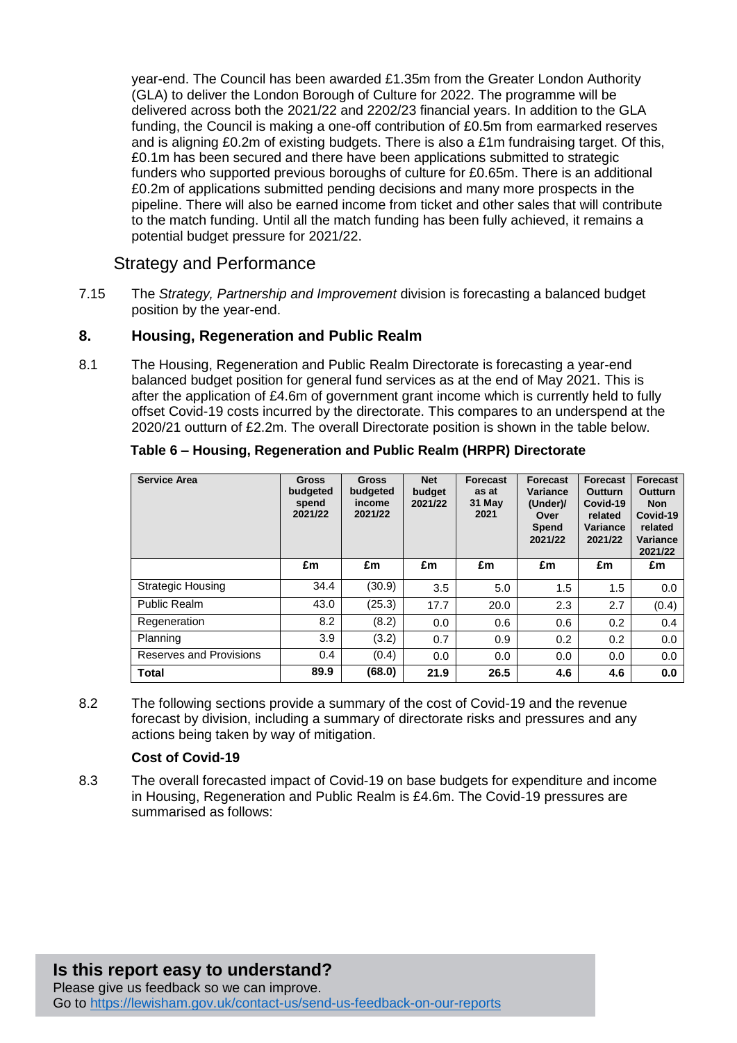year-end. The Council has been awarded £1.35m from the Greater London Authority (GLA) to deliver the London Borough of Culture for 2022. The programme will be delivered across both the 2021/22 and 2202/23 financial years. In addition to the GLA funding, the Council is making a one-off contribution of £0.5m from earmarked reserves and is aligning £0.2m of existing budgets. There is also a £1m fundraising target. Of this, £0.1m has been secured and there have been applications submitted to strategic funders who supported previous boroughs of culture for £0.65m. There is an additional £0.2m of applications submitted pending decisions and many more prospects in the pipeline. There will also be earned income from ticket and other sales that will contribute to the match funding. Until all the match funding has been fully achieved, it remains a potential budget pressure for 2021/22.

## Strategy and Performance

7.15 The *Strategy, Partnership and Improvement* division is forecasting a balanced budget position by the year-end.

## 8. Housing, Regeneration and Public Realm

8.1 The Housing, Regeneration and Public Realm Directorate is forecasting a year-end balanced budget position for general fund services as at the end of May 2021. This is after the application of £4.6m of government grant income which is currently held to fully offset Covid-19 costs incurred by the directorate. This compares to an underspend at the 2020/21 outturn of £2.2m. The overall Directorate position is shown in the table below.

**Table 6 – Housing, Regeneration and Public Realm (HRPR) Directorate**

| Service Area | Gross budgeted spend 2021/22 | Gross budgeted income 2021/22 | Net budget 2021/22 | Forecast as at 31 May 2021 | Forecast Variance (Under)/ Over Spend 2021/22 | Forecast Outturn Covid-19 related Variance 2021/22 | Forecast Outturn Non Covid-19 related Variance 2021/22 |
|---|---|---|---|---|---|---|---|
| | £m | £m | £m | £m | £m | £m | £m |
| Strategic Housing | 34.4 | (30.9) | 3.5 | 5.0 | 1.5 | 1.5 | 0.0 |
| Public Realm | 43.0 | (25.3) | 17.7 | 20.0 | 2.3 | 2.7 | (0.4) |
| Regeneration | 8.2 | (8.2) | 0.0 | 0.6 | 0.6 | 0.2 | 0.4 |
| Planning | 3.9 | (3.2) | 0.7 | 0.9 | 0.2 | 0.2 | 0.0 |
| Reserves and Provisions | 0.4 | (0.4) | 0.0 | 0.0 | 0.0 | 0.0 | 0.0 |
| **Total** | **89.9** | **(68.0)** | **21.9** | **26.5** | **4.6** | **4.6** | **0.0** |

8.2 The following sections provide a summary of the cost of Covid-19 and the revenue forecast by division, including a summary of directorate risks and pressures and any actions being taken by way of mitigation.

**Cost of Covid-19**

8.3 The overall forecasted impact of Covid-19 on base budgets for expenditure and income in Housing, Regeneration and Public Realm is £4.6m. The Covid-19 pressures are summarised as follows:

**Is this report easy to understand?**
Please give us feedback so we can improve.
Go to https://lewisham.gov.uk/contact-us/send-us-feedback-on-our-reports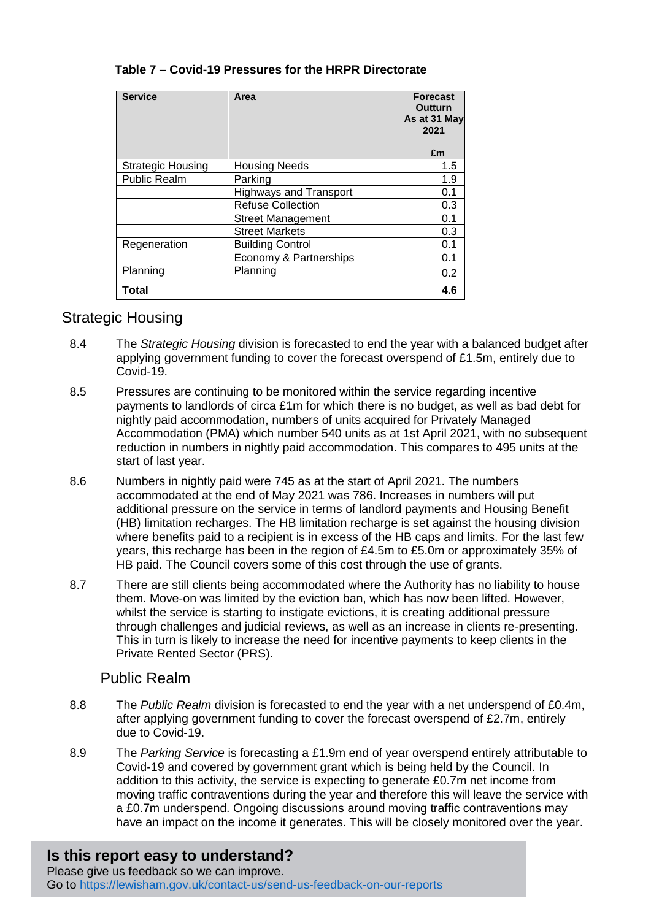**Table 7 – Covid-19 Pressures for the HRPR Directorate**

| Service | Area | Forecast Outturn As at 31 May 2021 £m |
|---|---|---|
| Strategic Housing | Housing Needs | 1.5 |
| Public Realm | Parking | 1.9 |
| | Highways and Transport | 0.1 |
| | Refuse Collection | 0.3 |
| | Street Management | 0.1 |
| | Street Markets | 0.3 |
| Regeneration | Building Control | 0.1 |
| | Economy & Partnerships | 0.1 |
| Planning | Planning | 0.2 |
| **Total** | | **4.6** |

## Strategic Housing

8.4 The *Strategic Housing* division is forecasted to end the year with a balanced budget after applying government funding to cover the forecast overspend of £1.5m, entirely due to Covid-19.

8.5 Pressures are continuing to be monitored within the service regarding incentive payments to landlords of circa £1m for which there is no budget, as well as bad debt for nightly paid accommodation, numbers of units acquired for Privately Managed Accommodation (PMA) which number 540 units as at 1st April 2021, with no subsequent reduction in numbers in nightly paid accommodation. This compares to 495 units at the start of last year.

8.6 Numbers in nightly paid were 745 as at the start of April 2021. The numbers accommodated at the end of May 2021 was 786. Increases in numbers will put additional pressure on the service in terms of landlord payments and Housing Benefit (HB) limitation recharges. The HB limitation recharge is set against the housing division where benefits paid to a recipient is in excess of the HB caps and limits. For the last few years, this recharge has been in the region of £4.5m to £5.0m or approximately 35% of HB paid. The Council covers some of this cost through the use of grants.

8.7 There are still clients being accommodated where the Authority has no liability to house them. Move-on was limited by the eviction ban, which has now been lifted. However, whilst the service is starting to instigate evictions, it is creating additional pressure through challenges and judicial reviews, as well as an increase in clients re-presenting. This in turn is likely to increase the need for incentive payments to keep clients in the Private Rented Sector (PRS).

## Public Realm

8.8 The *Public Realm* division is forecasted to end the year with a net underspend of £0.4m, after applying government funding to cover the forecast overspend of £2.7m, entirely due to Covid-19.

8.9 The *Parking Service* is forecasting a £1.9m end of year overspend entirely attributable to Covid-19 and covered by government grant which is being held by the Council. In addition to this activity, the service is expecting to generate £0.7m net income from moving traffic contraventions during the year and therefore this will leave the service with a £0.7m underspend. Ongoing discussions around moving traffic contraventions may have an impact on the income it generates. This will be closely monitored over the year.

**Is this report easy to understand?**
Please give us feedback so we can improve.
Go to https://lewisham.gov.uk/contact-us/send-us-feedback-on-our-reports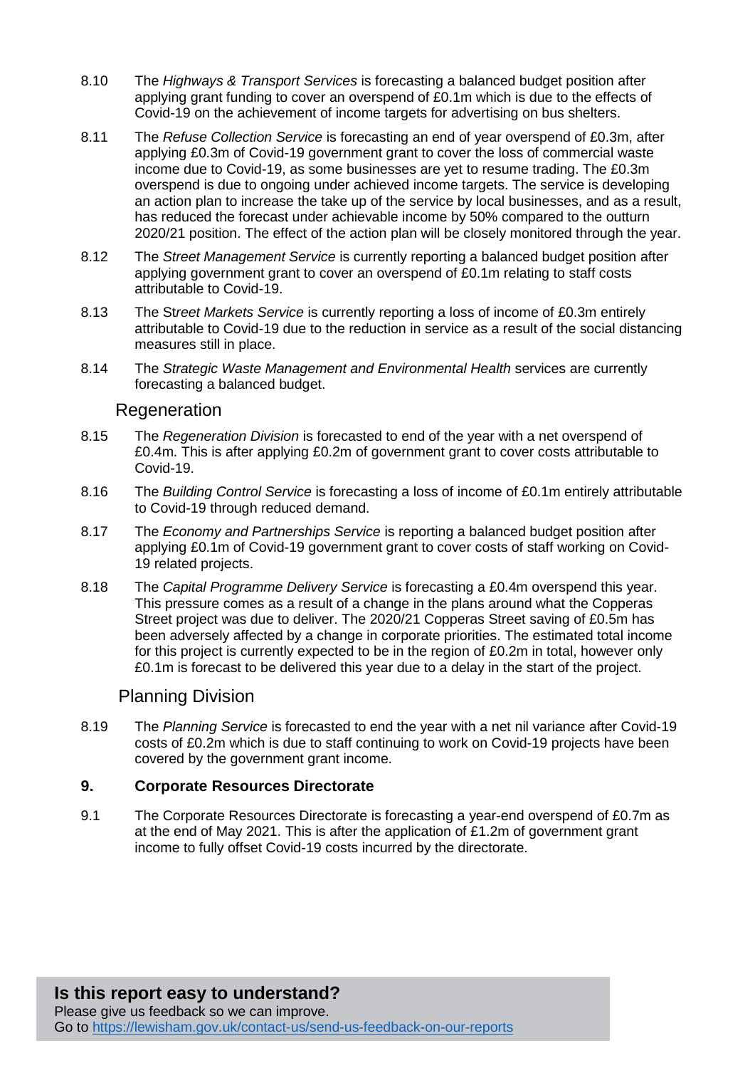8.10 The *Highways & Transport Services* is forecasting a balanced budget position after applying grant funding to cover an overspend of £0.1m which is due to the effects of Covid-19 on the achievement of income targets for advertising on bus shelters.

8.11 The *Refuse Collection Service* is forecasting an end of year overspend of £0.3m, after applying £0.3m of Covid-19 government grant to cover the loss of commercial waste income due to Covid-19, as some businesses are yet to resume trading. The £0.3m overspend is due to ongoing under achieved income targets. The service is developing an action plan to increase the take up of the service by local businesses, and as a result, has reduced the forecast under achievable income by 50% compared to the outturn 2020/21 position. The effect of the action plan will be closely monitored through the year.

8.12 The *Street Management Service* is currently reporting a balanced budget position after applying government grant to cover an overspend of £0.1m relating to staff costs attributable to Covid-19.

8.13 The *Street Markets Service* is currently reporting a loss of income of £0.3m entirely attributable to Covid-19 due to the reduction in service as a result of the social distancing measures still in place.

8.14 The *Strategic Waste Management and Environmental Health* services are currently forecasting a balanced budget.

## Regeneration

8.15 The *Regeneration Division* is forecasted to end of the year with a net overspend of £0.4m. This is after applying £0.2m of government grant to cover costs attributable to Covid-19.

8.16 The *Building Control Service* is forecasting a loss of income of £0.1m entirely attributable to Covid-19 through reduced demand.

8.17 The *Economy and Partnerships Service* is reporting a balanced budget position after applying £0.1m of Covid-19 government grant to cover costs of staff working on Covid-19 related projects.

8.18 The *Capital Programme Delivery Service* is forecasting a £0.4m overspend this year. This pressure comes as a result of a change in the plans around what the Copperas Street project was due to deliver. The 2020/21 Copperas Street saving of £0.5m has been adversely affected by a change in corporate priorities. The estimated total income for this project is currently expected to be in the region of £0.2m in total, however only £0.1m is forecast to be delivered this year due to a delay in the start of the project.

## Planning Division

8.19 The *Planning Service* is forecasted to end the year with a net nil variance after Covid-19 costs of £0.2m which is due to staff continuing to work on Covid-19 projects have been covered by the government grant income.

## 9. Corporate Resources Directorate

9.1 The Corporate Resources Directorate is forecasting a year-end overspend of £0.7m as at the end of May 2021. This is after the application of £1.2m of government grant income to fully offset Covid-19 costs incurred by the directorate.

**Is this report easy to understand?**
Please give us feedback so we can improve.
Go to https://lewisham.gov.uk/contact-us/send-us-feedback-on-our-reports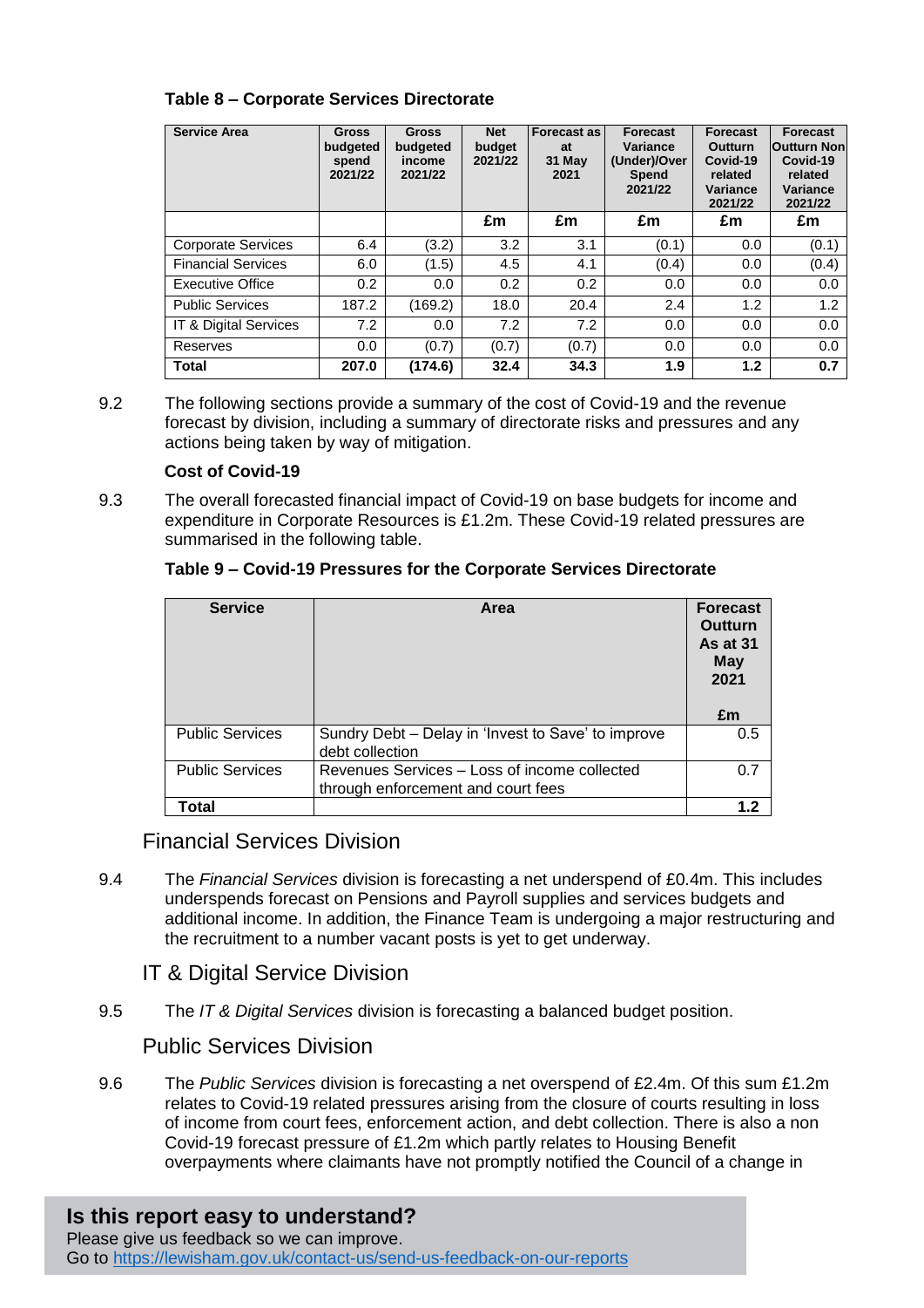**Table 8 – Corporate Services Directorate**

| Service Area | Gross budgeted spend 2021/22 | Gross budgeted income 2021/22 | Net budget 2021/22 | Forecast as at 31 May 2021 | Forecast Variance (Under)/Over Spend 2021/22 | Forecast Outturn Covid-19 related Variance 2021/22 | Forecast Outturn Non Covid-19 related Variance 2021/22 |
|---|---|---|---|---|---|---|---|
| | | | £m | £m | £m | £m | £m |
| Corporate Services | 6.4 | (3.2) | 3.2 | 3.1 | (0.1) | 0.0 | (0.1) |
| Financial Services | 6.0 | (1.5) | 4.5 | 4.1 | (0.4) | 0.0 | (0.4) |
| Executive Office | 0.2 | 0.0 | 0.2 | 0.2 | 0.0 | 0.0 | 0.0 |
| Public Services | 187.2 | (169.2) | 18.0 | 20.4 | 2.4 | 1.2 | 1.2 |
| IT & Digital Services | 7.2 | 0.0 | 7.2 | 7.2 | 0.0 | 0.0 | 0.0 |
| Reserves | 0.0 | (0.7) | (0.7) | (0.7) | 0.0 | 0.0 | 0.0 |
| **Total** | **207.0** | **(174.6)** | **32.4** | **34.3** | **1.9** | **1.2** | **0.7** |

9.2 The following sections provide a summary of the cost of Covid-19 and the revenue forecast by division, including a summary of directorate risks and pressures and any actions being taken by way of mitigation.

**Cost of Covid-19**

9.3 The overall forecasted financial impact of Covid-19 on base budgets for income and expenditure in Corporate Resources is £1.2m. These Covid-19 related pressures are summarised in the following table.

**Table 9 – Covid-19 Pressures for the Corporate Services Directorate**

| Service | Area | Forecast Outturn As at 31 May 2021 £m |
|---|---|---|
| Public Services | Sundry Debt – Delay in 'Invest to Save' to improve debt collection | 0.5 |
| Public Services | Revenues Services – Loss of income collected through enforcement and court fees | 0.7 |
| **Total** | | **1.2** |

## Financial Services Division

9.4 The *Financial Services* division is forecasting a net underspend of £0.4m. This includes underspends forecast on Pensions and Payroll supplies and services budgets and additional income. In addition, the Finance Team is undergoing a major restructuring and the recruitment to a number vacant posts is yet to get underway.

## IT & Digital Service Division

9.5 The *IT & Digital Services* division is forecasting a balanced budget position.

## Public Services Division

9.6 The *Public Services* division is forecasting a net overspend of £2.4m. Of this sum £1.2m relates to Covid-19 related pressures arising from the closure of courts resulting in loss of income from court fees, enforcement action, and debt collection. There is also a non Covid-19 forecast pressure of £1.2m which partly relates to Housing Benefit overpayments where claimants have not promptly notified the Council of a change in

**Is this report easy to understand?**
Please give us feedback so we can improve.
Go to https://lewisham.gov.uk/contact-us/send-us-feedback-on-our-reports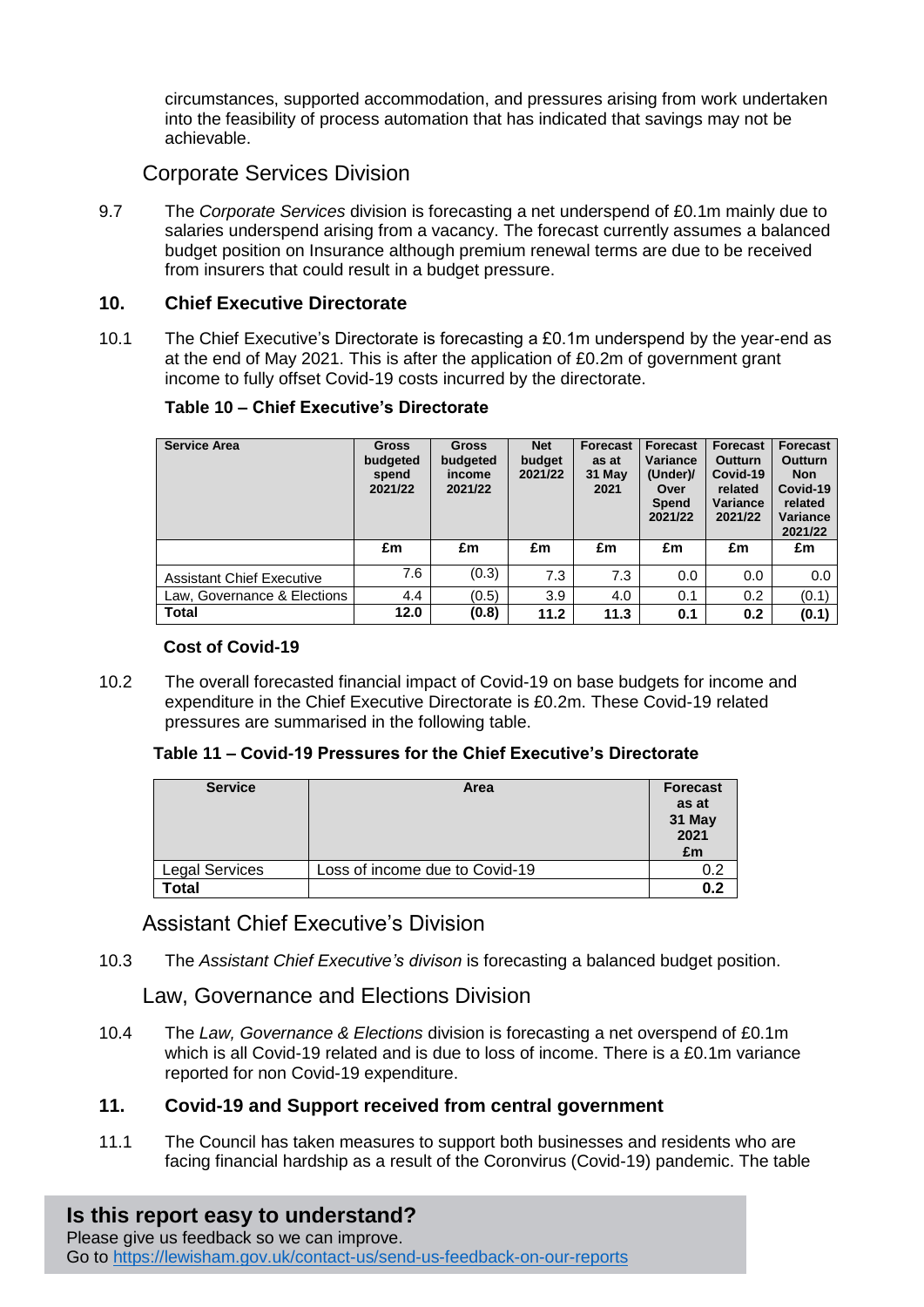circumstances, supported accommodation, and pressures arising from work undertaken into the feasibility of process automation that has indicated that savings may not be achievable.

### Corporate Services Division

9.7 The *Corporate Services* division is forecasting a net underspend of £0.1m mainly due to salaries underspend arising from a vacancy. The forecast currently assumes a balanced budget position on Insurance although premium renewal terms are due to be received from insurers that could result in a budget pressure.

## 10. Chief Executive Directorate

10.1 The Chief Executive's Directorate is forecasting a £0.1m underspend by the year-end as at the end of May 2021. This is after the application of £0.2m of government grant income to fully offset Covid-19 costs incurred by the directorate.

**Table 10 – Chief Executive's Directorate**

| Service Area | Gross budgeted spend 2021/22 | Gross budgeted income 2021/22 | Net budget 2021/22 | Forecast as at 31 May 2021 | Forecast Variance (Under)/ Over Spend 2021/22 | Forecast Outturn Covid-19 related Variance 2021/22 | Forecast Outturn Non Covid-19 related Variance 2021/22 |
|---|---|---|---|---|---|---|---|
| | £m | £m | £m | £m | £m | £m | £m |
| Assistant Chief Executive | 7.6 | (0.3) | 7.3 | 7.3 | 0.0 | 0.0 | 0.0 |
| Law, Governance & Elections | 4.4 | (0.5) | 3.9 | 4.0 | 0.1 | 0.2 | (0.1) |
| **Total** | **12.0** | **(0.8)** | **11.2** | **11.3** | **0.1** | **0.2** | **(0.1)** |

**Cost of Covid-19**

10.2 The overall forecasted financial impact of Covid-19 on base budgets for income and expenditure in the Chief Executive Directorate is £0.2m. These Covid-19 related pressures are summarised in the following table.

**Table 11 – Covid-19 Pressures for the Chief Executive's Directorate**

| Service | Area | Forecast as at 31 May 2021 £m |
|---|---|---|
| Legal Services | Loss of income due to Covid-19 | 0.2 |
| **Total** | | **0.2** |

### Assistant Chief Executive's Division

10.3 The *Assistant Chief Executive's divison* is forecasting a balanced budget position.

### Law, Governance and Elections Division

10.4 The *Law, Governance & Elections* division is forecasting a net overspend of £0.1m which is all Covid-19 related and is due to loss of income. There is a £0.1m variance reported for non Covid-19 expenditure.

## 11. Covid-19 and Support received from central government

11.1 The Council has taken measures to support both businesses and residents who are facing financial hardship as a result of the Coronvirus (Covid-19) pandemic. The table

**Is this report easy to understand?**
Please give us feedback so we can improve.
Go to https://lewisham.gov.uk/contact-us/send-us-feedback-on-our-reports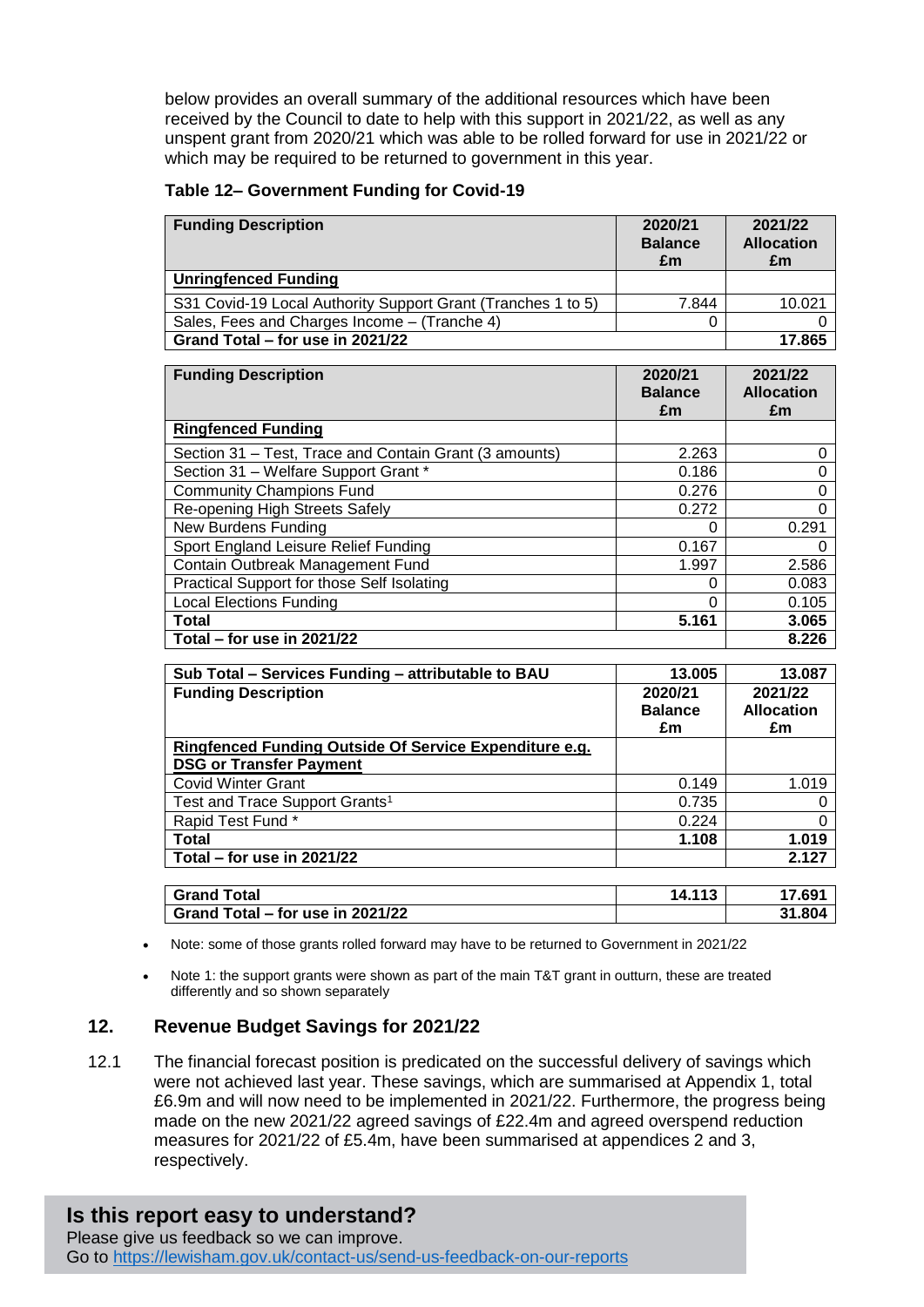below provides an overall summary of the additional resources which have been received by the Council to date to help with this support in 2021/22, as well as any unspent grant from 2020/21 which was able to be rolled forward for use in 2021/22 or which may be required to be returned to government in this year.

**Table 12– Government Funding for Covid-19**

| Funding Description | 2020/21 Balance £m | 2021/22 Allocation £m |
|---|---|---|
| **Unringfenced Funding** | | |
| S31 Covid-19 Local Authority Support Grant (Tranches 1 to 5) | 7.844 | 10.021 |
| Sales, Fees and Charges Income – (Tranche 4) | 0 | 0 |
| **Grand Total – for use in 2021/22** | | **17.865** |

| Funding Description | 2020/21 Balance £m | 2021/22 Allocation £m |
|---|---|---|
| **Ringfenced Funding** | | |
| Section 31 – Test, Trace and Contain Grant (3 amounts) | 2.263 | 0 |
| Section 31 – Welfare Support Grant * | 0.186 | 0 |
| Community Champions Fund | 0.276 | 0 |
| Re-opening High Streets Safely | 0.272 | 0 |
| New Burdens Funding | 0 | 0.291 |
| Sport England Leisure Relief Funding | 0.167 | 0 |
| Contain Outbreak Management Fund | 1.997 | 2.586 |
| Practical Support for those Self Isolating | 0 | 0.083 |
| Local Elections Funding | 0 | 0.105 |
| **Total** | **5.161** | **3.065** |
| **Total – for use in 2021/22** | | **8.226** |

| **Sub Total – Services Funding – attributable to BAU** | **13.005** | **13.087** |
|---|---|---|
| **Funding Description** | **2020/21 Balance £m** | **2021/22 Allocation £m** |
| **Ringfenced Funding Outside Of Service Expenditure e.g. DSG or Transfer Payment** | | |
| Covid Winter Grant | 0.149 | 1.019 |
| Test and Trace Support Grants[1] | 0.735 | 0 |
| Rapid Test Fund * | 0.224 | 0 |
| **Total** | **1.108** | **1.019** |
| **Total – for use in 2021/22** | | **2.127** |

| Grand Total | 14.113 | 17.691 |
|---|---|---|
| **Grand Total – for use in 2021/22** | | **31.804** |

- Note: some of those grants rolled forward may have to be returned to Government in 2021/22
- Note 1: the support grants were shown as part of the main T&T grant in outturn, these are treated differently and so shown separately

## 12. Revenue Budget Savings for 2021/22

12.1 The financial forecast position is predicated on the successful delivery of savings which were not achieved last year. These savings, which are summarised at Appendix 1, total £6.9m and will now need to be implemented in 2021/22. Furthermore, the progress being made on the new 2021/22 agreed savings of £22.4m and agreed overspend reduction measures for 2021/22 of £5.4m, have been summarised at appendices 2 and 3, respectively.

**Is this report easy to understand?**
Please give us feedback so we can improve.
Go to https://lewisham.gov.uk/contact-us/send-us-feedback-on-our-reports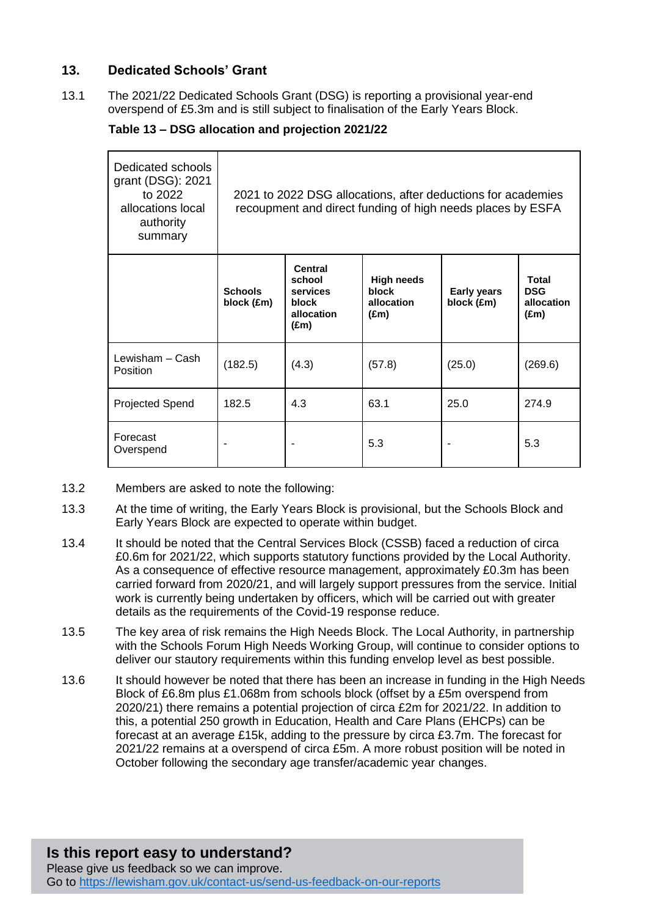## 13. Dedicated Schools' Grant

13.1 The 2021/22 Dedicated Schools Grant (DSG) is reporting a provisional year-end overspend of £5.3m and is still subject to finalisation of the Early Years Block.

**Table 13 – DSG allocation and projection 2021/22**

| Dedicated schools grant (DSG): 2021 to 2022 allocations local authority summary | 2021 to 2022 DSG allocations, after deductions for academies recoupment and direct funding of high needs places by ESFA | | | | |
|---|---|---|---|---|---|
| | **Schools block (£m)** | **Central school services block allocation (£m)** | **High needs block allocation (£m)** | **Early years block (£m)** | **Total DSG allocation (£m)** |
| Lewisham – Cash Position | (182.5) | (4.3) | (57.8) | (25.0) | (269.6) |
| Projected Spend | 182.5 | 4.3 | 63.1 | 25.0 | 274.9 |
| Forecast Overspend | - | - | 5.3 | - | 5.3 |

13.2 Members are asked to note the following:

13.3 At the time of writing, the Early Years Block is provisional, but the Schools Block and Early Years Block are expected to operate within budget.

13.4 It should be noted that the Central Services Block (CSSB) faced a reduction of circa £0.6m for 2021/22, which supports statutory functions provided by the Local Authority. As a consequence of effective resource management, approximately £0.3m has been carried forward from 2020/21, and will largely support pressures from the service. Initial work is currently being undertaken by officers, which will be carried out with greater details as the requirements of the Covid-19 response reduce.

13.5 The key area of risk remains the High Needs Block. The Local Authority, in partnership with the Schools Forum High Needs Working Group, will continue to consider options to deliver our stautory requirements within this funding envelop level as best possible.

13.6 It should however be noted that there has been an increase in funding in the High Needs Block of £6.8m plus £1.068m from schools block (offset by a £5m overspend from 2020/21) there remains a potential projection of circa £2m for 2021/22. In addition to this, a potential 250 growth in Education, Health and Care Plans (EHCPs) can be forecast at an average £15k, adding to the pressure by circa £3.7m. The forecast for 2021/22 remains at a overspend of circa £5m. A more robust position will be noted in October following the secondary age transfer/academic year changes.

**Is this report easy to understand?**
Please give us feedback so we can improve.
Go to https://lewisham.gov.uk/contact-us/send-us-feedback-on-our-reports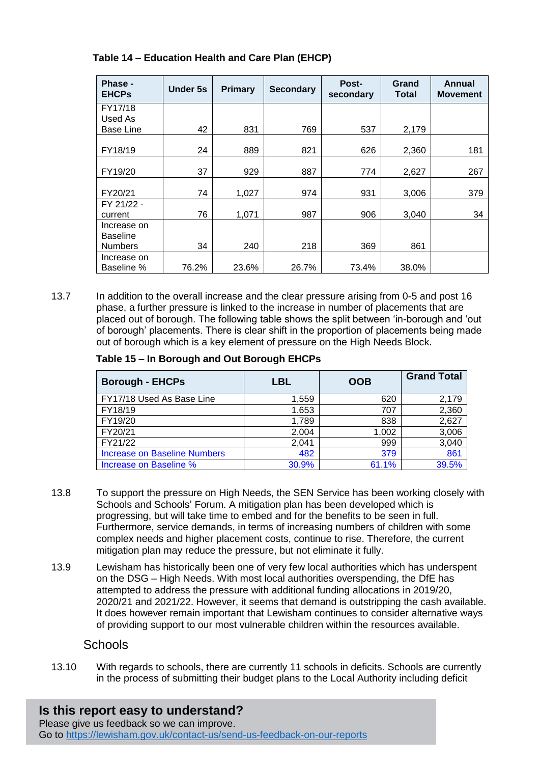**Table 14 – Education Health and Care Plan (EHCP)**

| Phase - EHCPs | Under 5s | Primary | Secondary | Post-secondary | Grand Total | Annual Movement |
|---|---|---|---|---|---|---|
| FY17/18 Used As Base Line | 42 | 831 | 769 | 537 | 2,179 | |
| FY18/19 | 24 | 889 | 821 | 626 | 2,360 | 181 |
| FY19/20 | 37 | 929 | 887 | 774 | 2,627 | 267 |
| FY20/21 | 74 | 1,027 | 974 | 931 | 3,006 | 379 |
| FY 21/22 - current | 76 | 1,071 | 987 | 906 | 3,040 | 34 |
| Increase on Baseline Numbers | 34 | 240 | 218 | 369 | 861 | |
| Increase on Baseline % | 76.2% | 23.6% | 26.7% | 73.4% | 38.0% | |

13.7 In addition to the overall increase and the clear pressure arising from 0-5 and post 16 phase, a further pressure is linked to the increase in number of placements that are placed out of borough. The following table shows the split between 'in-borough and 'out of borough' placements. There is clear shift in the proportion of placements being made out of borough which is a key element of pressure on the High Needs Block.

**Table 15 – In Borough and Out Borough EHCPs**

| Borough - EHCPs | LBL | OOB | Grand Total |
|---|---|---|---|
| FY17/18 Used As Base Line | 1,559 | 620 | 2,179 |
| FY18/19 | 1,653 | 707 | 2,360 |
| FY19/20 | 1,789 | 838 | 2,627 |
| FY20/21 | 2,004 | 1,002 | 3,006 |
| FY21/22 | 2,041 | 999 | 3,040 |
| Increase on Baseline Numbers | 482 | 379 | 861 |
| Increase on Baseline % | 30.9% | 61.1% | 39.5% |

13.8 To support the pressure on High Needs, the SEN Service has been working closely with Schools and Schools' Forum. A mitigation plan has been developed which is progressing, but will take time to embed and for the benefits to be seen in full. Furthermore, service demands, in terms of increasing numbers of children with some complex needs and higher placement costs, continue to rise. Therefore, the current mitigation plan may reduce the pressure, but not eliminate it fully.

13.9 Lewisham has historically been one of very few local authorities which has underspent on the DSG – High Needs. With most local authorities overspending, the DfE has attempted to address the pressure with additional funding allocations in 2019/20, 2020/21 and 2021/22. However, it seems that demand is outstripping the cash available. It does however remain important that Lewisham continues to consider alternative ways of providing support to our most vulnerable children within the resources available.

## Schools

13.10 With regards to schools, there are currently 11 schools in deficits. Schools are currently in the process of submitting their budget plans to the Local Authority including deficit

**Is this report easy to understand?**
Please give us feedback so we can improve.
Go to https://lewisham.gov.uk/contact-us/send-us-feedback-on-our-reports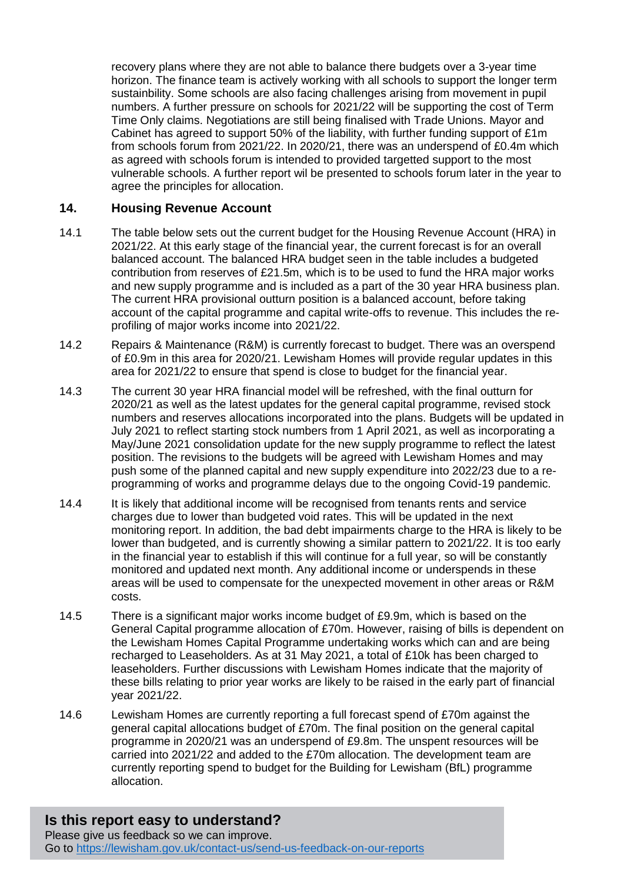recovery plans where they are not able to balance there budgets over a 3-year time horizon. The finance team is actively working with all schools to support the longer term sustainbility. Some schools are also facing challenges arising from movement in pupil numbers. A further pressure on schools for 2021/22 will be supporting the cost of Term Time Only claims. Negotiations are still being finalised with Trade Unions. Mayor and Cabinet has agreed to support 50% of the liability, with further funding support of £1m from schools forum from 2021/22. In 2020/21, there was an underspend of £0.4m which as agreed with schools forum is intended to provided targetted support to the most vulnerable schools. A further report wil be presented to schools forum later in the year to agree the principles for allocation.

## 14. Housing Revenue Account

14.1 The table below sets out the current budget for the Housing Revenue Account (HRA) in 2021/22. At this early stage of the financial year, the current forecast is for an overall balanced account. The balanced HRA budget seen in the table includes a budgeted contribution from reserves of £21.5m, which is to be used to fund the HRA major works and new supply programme and is included as a part of the 30 year HRA business plan. The current HRA provisional outturn position is a balanced account, before taking account of the capital programme and capital write-offs to revenue. This includes the re-profiling of major works income into 2021/22.

14.2 Repairs & Maintenance (R&M) is currently forecast to budget. There was an overspend of £0.9m in this area for 2020/21. Lewisham Homes will provide regular updates in this area for 2021/22 to ensure that spend is close to budget for the financial year.

14.3 The current 30 year HRA financial model will be refreshed, with the final outturn for 2020/21 as well as the latest updates for the general capital programme, revised stock numbers and reserves allocations incorporated into the plans. Budgets will be updated in July 2021 to reflect starting stock numbers from 1 April 2021, as well as incorporating a May/June 2021 consolidation update for the new supply programme to reflect the latest position. The revisions to the budgets will be agreed with Lewisham Homes and may push some of the planned capital and new supply expenditure into 2022/23 due to a re-programming of works and programme delays due to the ongoing Covid-19 pandemic.

14.4 It is likely that additional income will be recognised from tenants rents and service charges due to lower than budgeted void rates. This will be updated in the next monitoring report. In addition, the bad debt impairments charge to the HRA is likely to be lower than budgeted, and is currently showing a similar pattern to 2021/22. It is too early in the financial year to establish if this will continue for a full year, so will be constantly monitored and updated next month. Any additional income or underspends in these areas will be used to compensate for the unexpected movement in other areas or R&M costs.

14.5 There is a significant major works income budget of £9.9m, which is based on the General Capital programme allocation of £70m. However, raising of bills is dependent on the Lewisham Homes Capital Programme undertaking works which can and are being recharged to Leaseholders. As at 31 May 2021, a total of £10k has been charged to leaseholders. Further discussions with Lewisham Homes indicate that the majority of these bills relating to prior year works are likely to be raised in the early part of financial year 2021/22.

14.6 Lewisham Homes are currently reporting a full forecast spend of £70m against the general capital allocations budget of £70m. The final position on the general capital programme in 2020/21 was an underspend of £9.8m. The unspent resources will be carried into 2021/22 and added to the £70m allocation. The development team are currently reporting spend to budget for the Building for Lewisham (BfL) programme allocation.

**Is this report easy to understand?**
Please give us feedback so we can improve.
Go to https://lewisham.gov.uk/contact-us/send-us-feedback-on-our-reports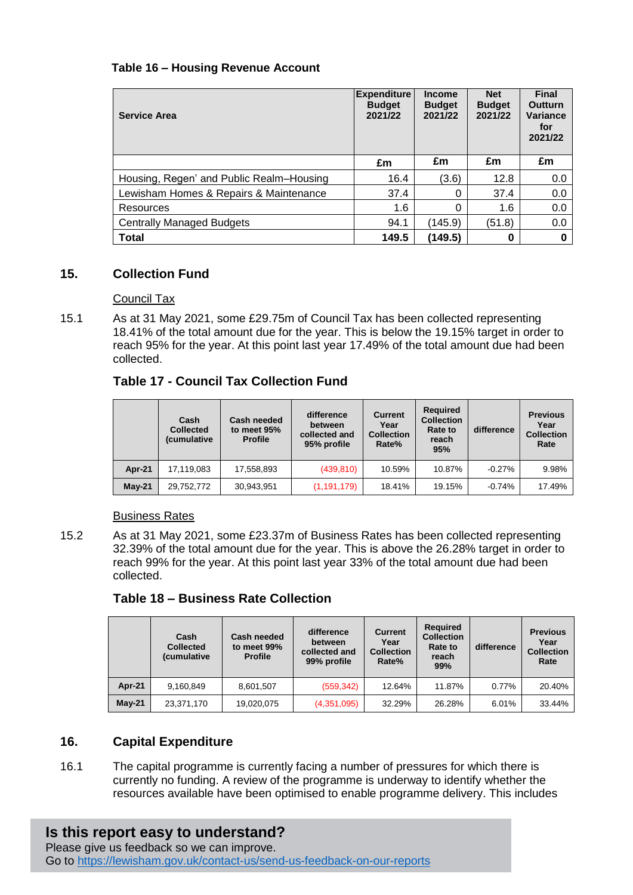**Table 16 – Housing Revenue Account**

| Service Area | Expenditure Budget 2021/22 | Income Budget 2021/22 | Net Budget 2021/22 | Final Outturn Variance for 2021/22 |
|---|---|---|---|---|
| | £m | £m | £m | £m |
| Housing, Regen' and Public Realm–Housing | 16.4 | (3.6) | 12.8 | 0.0 |
| Lewisham Homes & Repairs & Maintenance | 37.4 | 0 | 37.4 | 0.0 |
| Resources | 1.6 | 0 | 1.6 | 0.0 |
| Centrally Managed Budgets | 94.1 | (145.9) | (51.8) | 0.0 |
| **Total** | **149.5** | **(149.5)** | **0** | **0** |

## 15. Collection Fund

Council Tax

15.1 As at 31 May 2021, some £29.75m of Council Tax has been collected representing 18.41% of the total amount due for the year. This is below the 19.15% target in order to reach 95% for the year. At this point last year 17.49% of the total amount due had been collected.

**Table 17 - Council Tax Collection Fund**

| | Cash Collected (cumulative | Cash needed to meet 95% Profile | difference between collected and 95% profile | Current Year Collection Rate% | Required Collection Rate to reach 95% | difference | Previous Year Collection Rate |
|---|---|---|---|---|---|---|---|
| **Apr-21** | 17,119,083 | 17,558,893 | (439,810) | 10.59% | 10.87% | -0.27% | 9.98% |
| **May-21** | 29,752,772 | 30,943,951 | (1,191,179) | 18.41% | 19.15% | -0.74% | 17.49% |

Business Rates

15.2 As at 31 May 2021, some £23.37m of Business Rates has been collected representing 32.39% of the total amount due for the year. This is above the 26.28% target in order to reach 99% for the year. At this point last year 33% of the total amount due had been collected.

**Table 18 – Business Rate Collection**

| | Cash Collected (cumulative | Cash needed to meet 99% Profile | difference between collected and 99% profile | Current Year Collection Rate% | Required Collection Rate to reach 99% | difference | Previous Year Collection Rate |
|---|---|---|---|---|---|---|---|
| **Apr-21** | 9,160,849 | 8,601,507 | (559,342) | 12.64% | 11.87% | 0.77% | 20.40% |
| **May-21** | 23,371,170 | 19,020,075 | (4,351,095) | 32.29% | 26.28% | 6.01% | 33.44% |

## 16. Capital Expenditure

16.1 The capital programme is currently facing a number of pressures for which there is currently no funding. A review of the programme is underway to identify whether the resources available have been optimised to enable programme delivery. This includes

**Is this report easy to understand?**
Please give us feedback so we can improve.
Go to https://lewisham.gov.uk/contact-us/send-us-feedback-on-our-reports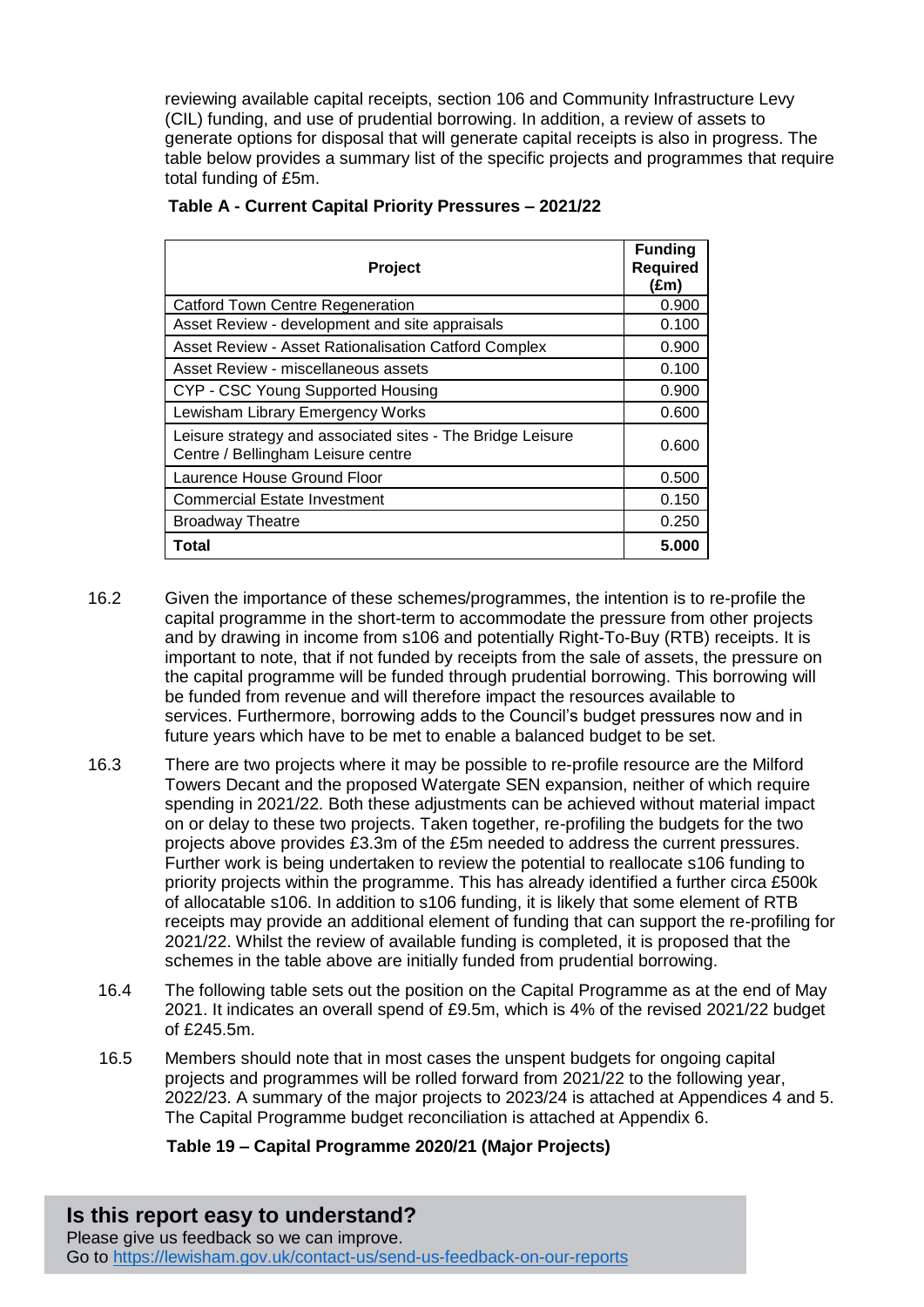reviewing available capital receipts, section 106 and Community Infrastructure Levy (CIL) funding, and use of prudential borrowing. In addition, a review of assets to generate options for disposal that will generate capital receipts is also in progress. The table below provides a summary list of the specific projects and programmes that require total funding of £5m.

**Table A - Current Capital Priority Pressures – 2021/22**

| Project | Funding Required (£m) |
|---|---|
| Catford Town Centre Regeneration | 0.900 |
| Asset Review - development and site appraisals | 0.100 |
| Asset Review - Asset Rationalisation Catford Complex | 0.900 |
| Asset Review - miscellaneous assets | 0.100 |
| CYP - CSC Young Supported Housing | 0.900 |
| Lewisham Library Emergency Works | 0.600 |
| Leisure strategy and associated sites - The Bridge Leisure Centre / Bellingham Leisure centre | 0.600 |
| Laurence House Ground Floor | 0.500 |
| Commercial Estate Investment | 0.150 |
| Broadway Theatre | 0.250 |
| **Total** | **5.000** |

16.2 Given the importance of these schemes/programmes, the intention is to re-profile the capital programme in the short-term to accommodate the pressure from other projects and by drawing in income from s106 and potentially Right-To-Buy (RTB) receipts. It is important to note, that if not funded by receipts from the sale of assets, the pressure on the capital programme will be funded through prudential borrowing. This borrowing will be funded from revenue and will therefore impact the resources available to services. Furthermore, borrowing adds to the Council's budget pressures now and in future years which have to be met to enable a balanced budget to be set.

16.3 There are two projects where it may be possible to re-profile resource are the Milford Towers Decant and the proposed Watergate SEN expansion, neither of which require spending in 2021/22. Both these adjustments can be achieved without material impact on or delay to these two projects. Taken together, re-profiling the budgets for the two projects above provides £3.3m of the £5m needed to address the current pressures. Further work is being undertaken to review the potential to reallocate s106 funding to priority projects within the programme. This has already identified a further circa £500k of allocatable s106. In addition to s106 funding, it is likely that some element of RTB receipts may provide an additional element of funding that can support the re-profiling for 2021/22. Whilst the review of available funding is completed, it is proposed that the schemes in the table above are initially funded from prudential borrowing.

16.4 The following table sets out the position on the Capital Programme as at the end of May 2021. It indicates an overall spend of £9.5m, which is 4% of the revised 2021/22 budget of £245.5m.

16.5 Members should note that in most cases the unspent budgets for ongoing capital projects and programmes will be rolled forward from 2021/22 to the following year, 2022/23. A summary of the major projects to 2023/24 is attached at Appendices 4 and 5. The Capital Programme budget reconciliation is attached at Appendix 6.

**Table 19 – Capital Programme 2020/21 (Major Projects)**

## Is this report easy to understand?

Please give us feedback so we can improve.
Go to https://lewisham.gov.uk/contact-us/send-us-feedback-on-our-reports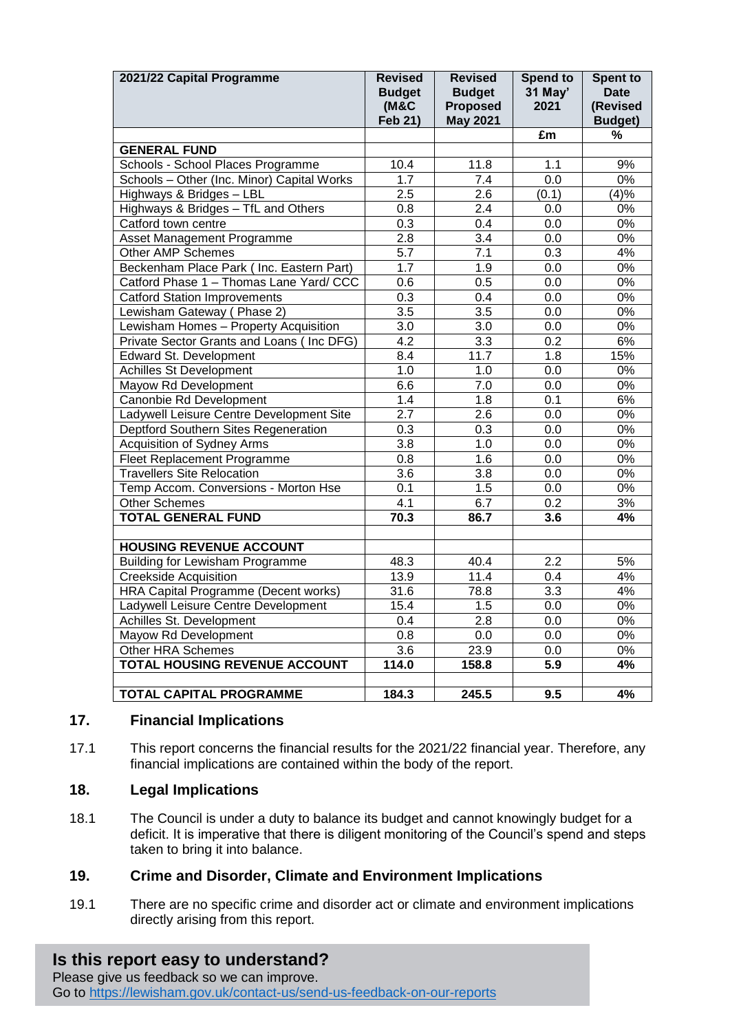| 2021/22 Capital Programme | Revised Budget (M&C Feb 21) | Revised Budget Proposed May 2021 | Spend to 31 May' 2021 | Spent to Date (Revised Budget) |
|---|---|---|---|---|
| | | | £m | % |
| **GENERAL FUND** | | | | |
| Schools - School Places Programme | 10.4 | 11.8 | 1.1 | 9% |
| Schools – Other (Inc. Minor) Capital Works | 1.7 | 7.4 | 0.0 | 0% |
| Highways & Bridges – LBL | 2.5 | 2.6 | (0.1) | (4)% |
| Highways & Bridges – TfL and Others | 0.8 | 2.4 | 0.0 | 0% |
| Catford town centre | 0.3 | 0.4 | 0.0 | 0% |
| Asset Management Programme | 2.8 | 3.4 | 0.0 | 0% |
| Other AMP Schemes | 5.7 | 7.1 | 0.3 | 4% |
| Beckenham Place Park ( Inc. Eastern Part) | 1.7 | 1.9 | 0.0 | 0% |
| Catford Phase 1 – Thomas Lane Yard/ CCC | 0.6 | 0.5 | 0.0 | 0% |
| Catford Station Improvements | 0.3 | 0.4 | 0.0 | 0% |
| Lewisham Gateway ( Phase 2) | 3.5 | 3.5 | 0.0 | 0% |
| Lewisham Homes – Property Acquisition | 3.0 | 3.0 | 0.0 | 0% |
| Private Sector Grants and Loans ( Inc DFG) | 4.2 | 3.3 | 0.2 | 6% |
| Edward St. Development | 8.4 | 11.7 | 1.8 | 15% |
| Achilles St Development | 1.0 | 1.0 | 0.0 | 0% |
| Mayow Rd Development | 6.6 | 7.0 | 0.0 | 0% |
| Canonbie Rd Development | 1.4 | 1.8 | 0.1 | 6% |
| Ladywell Leisure Centre Development Site | 2.7 | 2.6 | 0.0 | 0% |
| Deptford Southern Sites Regeneration | 0.3 | 0.3 | 0.0 | 0% |
| Acquisition of Sydney Arms | 3.8 | 1.0 | 0.0 | 0% |
| Fleet Replacement Programme | 0.8 | 1.6 | 0.0 | 0% |
| Travellers Site Relocation | 3.6 | 3.8 | 0.0 | 0% |
| Temp Accom. Conversions - Morton Hse | 0.1 | 1.5 | 0.0 | 0% |
| Other Schemes | 4.1 | 6.7 | 0.2 | 3% |
| **TOTAL GENERAL FUND** | **70.3** | **86.7** | **3.6** | **4%** |
| | | | | |
| **HOUSING REVENUE ACCOUNT** | | | | |
| Building for Lewisham Programme | 48.3 | 40.4 | 2.2 | 5% |
| Creekside Acquisition | 13.9 | 11.4 | 0.4 | 4% |
| HRA Capital Programme (Decent works) | 31.6 | 78.8 | 3.3 | 4% |
| Ladywell Leisure Centre Development | 15.4 | 1.5 | 0.0 | 0% |
| Achilles St. Development | 0.4 | 2.8 | 0.0 | 0% |
| Mayow Rd Development | 0.8 | 0.0 | 0.0 | 0% |
| Other HRA Schemes | 3.6 | 23.9 | 0.0 | 0% |
| **TOTAL HOUSING REVENUE ACCOUNT** | **114.0** | **158.8** | **5.9** | **4%** |
| | | | | |
| **TOTAL CAPITAL PROGRAMME** | **184.3** | **245.5** | **9.5** | **4%** |

## 17. Financial Implications

17.1 This report concerns the financial results for the 2021/22 financial year. Therefore, any financial implications are contained within the body of the report.

## 18. Legal Implications

18.1 The Council is under a duty to balance its budget and cannot knowingly budget for a deficit. It is imperative that there is diligent monitoring of the Council's spend and steps taken to bring it into balance.

## 19. Crime and Disorder, Climate and Environment Implications

19.1 There are no specific crime and disorder act or climate and environment implications directly arising from this report.

**Is this report easy to understand?**

Please give us feedback so we can improve.
Go to https://lewisham.gov.uk/contact-us/send-us-feedback-on-our-reports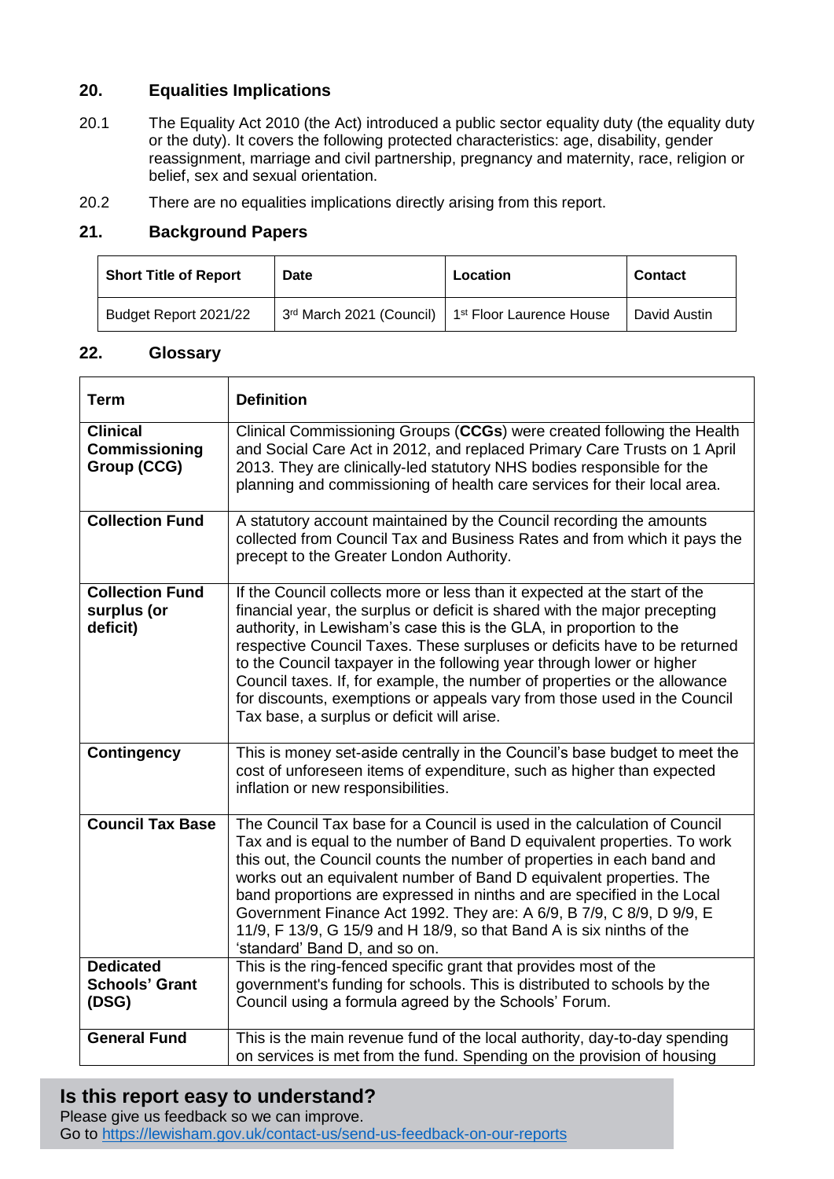## 20. Equalities Implications

20.1 The Equality Act 2010 (the Act) introduced a public sector equality duty (the equality duty or the duty). It covers the following protected characteristics: age, disability, gender reassignment, marriage and civil partnership, pregnancy and maternity, race, religion or belief, sex and sexual orientation.

20.2 There are no equalities implications directly arising from this report.

## 21. Background Papers

| Short Title of Report | Date | Location | Contact |
|---|---|---|---|
| Budget Report 2021/22 | 3rd March 2021 (Council) | 1st Floor Laurence House | David Austin |

## 22. Glossary

| Term | Definition |
|---|---|
| **Clinical Commissioning Group (CCG)** | Clinical Commissioning Groups (**CCGs**) were created following the Health and Social Care Act in 2012, and replaced Primary Care Trusts on 1 April 2013. They are clinically-led statutory NHS bodies responsible for the planning and commissioning of health care services for their local area. |
| **Collection Fund** | A statutory account maintained by the Council recording the amounts collected from Council Tax and Business Rates and from which it pays the precept to the Greater London Authority. |
| **Collection Fund surplus (or deficit)** | If the Council collects more or less than it expected at the start of the financial year, the surplus or deficit is shared with the major precepting authority, in Lewisham's case this is the GLA, in proportion to the respective Council Taxes. These surpluses or deficits have to be returned to the Council taxpayer in the following year through lower or higher Council taxes. If, for example, the number of properties or the allowance for discounts, exemptions or appeals vary from those used in the Council Tax base, a surplus or deficit will arise. |
| **Contingency** | This is money set-aside centrally in the Council's base budget to meet the cost of unforeseen items of expenditure, such as higher than expected inflation or new responsibilities. |
| **Council Tax Base** | The Council Tax base for a Council is used in the calculation of Council Tax and is equal to the number of Band D equivalent properties. To work this out, the Council counts the number of properties in each band and works out an equivalent number of Band D equivalent properties. The band proportions are expressed in ninths and are specified in the Local Government Finance Act 1992. They are: A 6/9, B 7/9, C 8/9, D 9/9, E 11/9, F 13/9, G 15/9 and H 18/9, so that Band A is six ninths of the 'standard' Band D, and so on. |
| **Dedicated Schools' Grant (DSG)** | This is the ring-fenced specific grant that provides most of the government's funding for schools. This is distributed to schools by the Council using a formula agreed by the Schools' Forum. |
| **General Fund** | This is the main revenue fund of the local authority, day-to-day spending on services is met from the fund. Spending on the provision of housing |

**Is this report easy to understand?**
Please give us feedback so we can improve.
Go to https://lewisham.gov.uk/contact-us/send-us-feedback-on-our-reports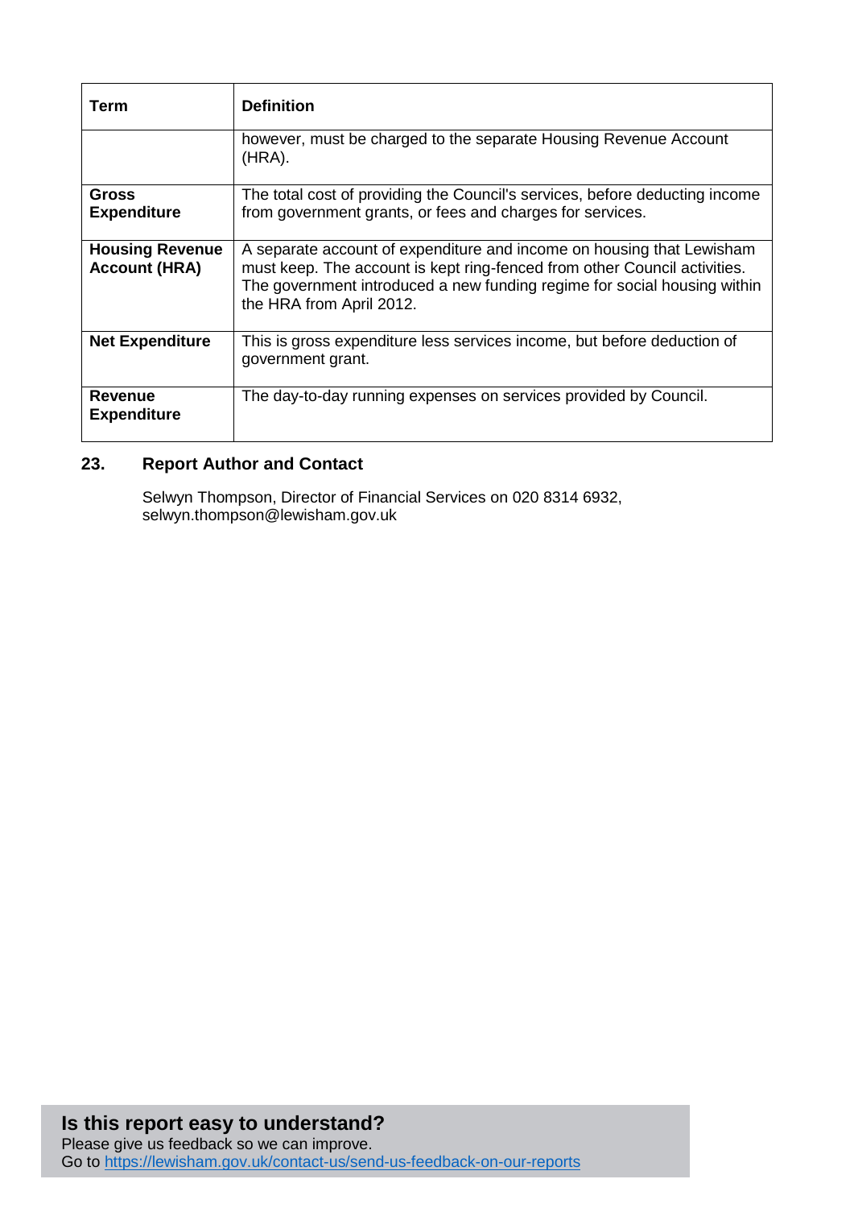| Term | Definition |
|---|---|
| | however, must be charged to the separate Housing Revenue Account (HRA). |
| **Gross Expenditure** | The total cost of providing the Council's services, before deducting income from government grants, or fees and charges for services. |
| **Housing Revenue Account (HRA)** | A separate account of expenditure and income on housing that Lewisham must keep. The account is kept ring-fenced from other Council activities. The government introduced a new funding regime for social housing within the HRA from April 2012. |
| **Net Expenditure** | This is gross expenditure less services income, but before deduction of government grant. |
| **Revenue Expenditure** | The day-to-day running expenses on services provided by Council. |

## 23. Report Author and Contact

Selwyn Thompson, Director of Financial Services on 020 8314 6932, selwyn.thompson@lewisham.gov.uk

**Is this report easy to understand?**

Please give us feedback so we can improve.
Go to https://lewisham.gov.uk/contact-us/send-us-feedback-on-our-reports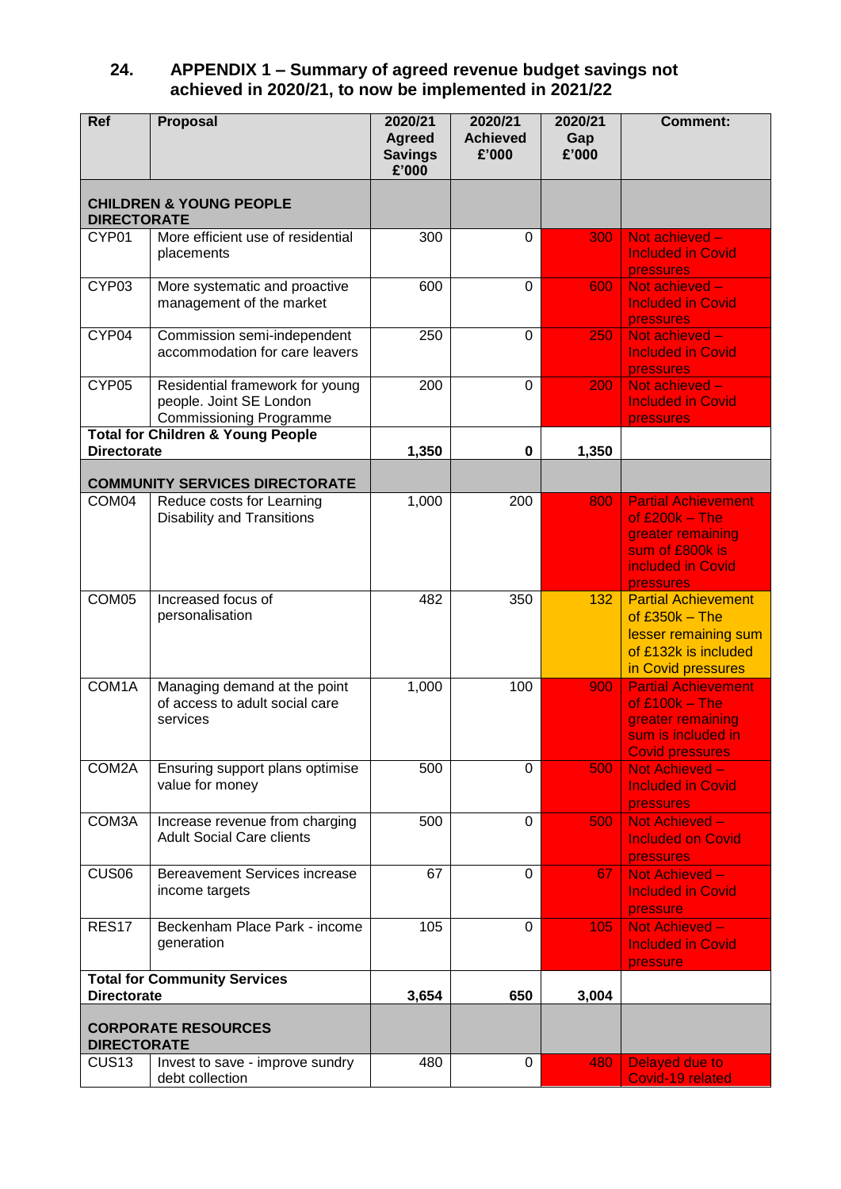## 24. APPENDIX 1 – Summary of agreed revenue budget savings not achieved in 2020/21, to now be implemented in 2021/22

| Ref | Proposal | 2020/21 Agreed Savings £'000 | 2020/21 Achieved £'000 | 2020/21 Gap £'000 | Comment: |
|---|---|---|---|---|---|
| **CHILDREN & YOUNG PEOPLE DIRECTORATE** | | | | | |
| CYP01 | More efficient use of residential placements | 300 | 0 | 300 | Not achieved – Included in Covid pressures |
| CYP03 | More systematic and proactive management of the market | 600 | 0 | 600 | Not achieved – Included in Covid pressures |
| CYP04 | Commission semi-independent accommodation for care leavers | 250 | 0 | 250 | Not achieved – Included in Covid pressures |
| CYP05 | Residential framework for young people. Joint SE London Commissioning Programme | 200 | 0 | 200 | Not achieved – Included in Covid pressures |
| **Total for Children & Young People Directorate** | | **1,350** | **0** | **1,350** | |
| **COMMUNITY SERVICES DIRECTORATE** | | | | | |
| COM04 | Reduce costs for Learning Disability and Transitions | 1,000 | 200 | 800 | Partial Achievement of £200k – The greater remaining sum of £800k is included in Covid pressures |
| COM05 | Increased focus of personalisation | 482 | 350 | 132 | Partial Achievement of £350k – The lesser remaining sum of £132k is included in Covid pressures |
| COM1A | Managing demand at the point of access to adult social care services | 1,000 | 100 | 900 | Partial Achievement of £100k – The greater remaining sum is included in Covid pressures |
| COM2A | Ensuring support plans optimise value for money | 500 | 0 | 500 | Not Achieved – Included in Covid pressures |
| COM3A | Increase revenue from charging Adult Social Care clients | 500 | 0 | 500 | Not Achieved – Included on Covid pressures |
| CUS06 | Bereavement Services increase income targets | 67 | 0 | 67 | Not Achieved – Included in Covid pressure |
| RES17 | Beckenham Place Park - income generation | 105 | 0 | 105 | Not Achieved – Included in Covid pressure |
| **Total for Community Services Directorate** | | **3,654** | **650** | **3,004** | |
| **CORPORATE RESOURCES DIRECTORATE** | | | | | |
| CUS13 | Invest to save - improve sundry debt collection | 480 | 0 | 480 | Delayed due to Covid-19 related |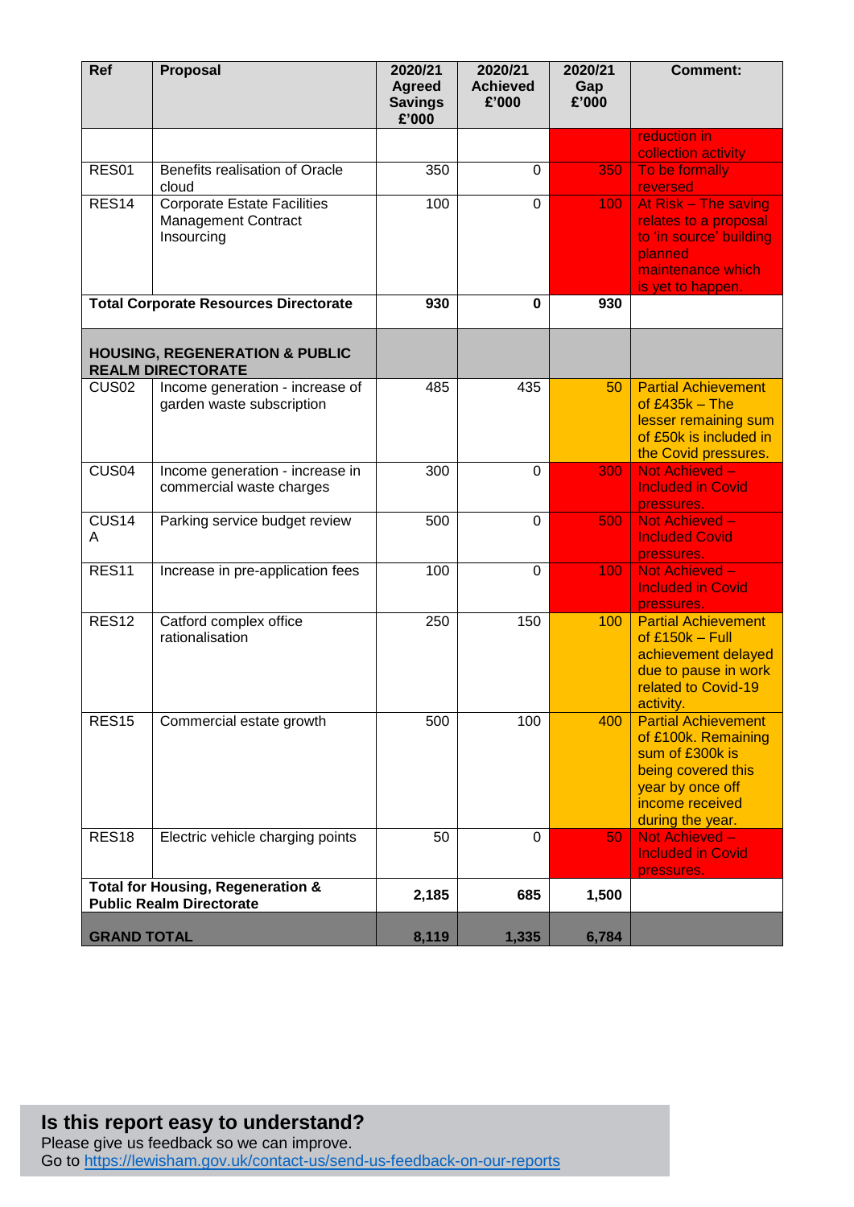| Ref | Proposal | 2020/21 Agreed Savings £'000 | 2020/21 Achieved £'000 | 2020/21 Gap £'000 | Comment: |
|---|---|---|---|---|---|
| | | | | | reduction in collection activity |
| RES01 | Benefits realisation of Oracle cloud | 350 | 0 | 350 | To be formally reversed |
| RES14 | Corporate Estate Facilities Management Contract Insourcing | 100 | 0 | 100 | At Risk – The saving relates to a proposal to 'in source' building planned maintenance which is yet to happen. |
| **Total Corporate Resources Directorate** | | **930** | **0** | **930** | |
| **HOUSING, REGENERATION & PUBLIC REALM DIRECTORATE** | | | | | |
| CUS02 | Income generation - increase of garden waste subscription | 485 | 435 | 50 | Partial Achievement of £435k – The lesser remaining sum of £50k is included in the Covid pressures. |
| CUS04 | Income generation - increase in commercial waste charges | 300 | 0 | 300 | Not Achieved – Included in Covid pressures. |
| CUS14 A | Parking service budget review | 500 | 0 | 500 | Not Achieved – Included Covid pressures. |
| RES11 | Increase in pre-application fees | 100 | 0 | 100 | Not Achieved – Included in Covid pressures. |
| RES12 | Catford complex office rationalisation | 250 | 150 | 100 | Partial Achievement of £150k – Full achievement delayed due to pause in work related to Covid-19 activity. |
| RES15 | Commercial estate growth | 500 | 100 | 400 | Partial Achievement of £100k. Remaining sum of £300k is being covered this year by once off income received during the year. |
| RES18 | Electric vehicle charging points | 50 | 0 | 50 | Not Achieved – Included in Covid pressures. |
| **Total for Housing, Regeneration & Public Realm Directorate** | | **2,185** | **685** | **1,500** | |
| **GRAND TOTAL** | | **8,119** | **1,335** | **6,784** | |

## Is this report easy to understand?

Please give us feedback so we can improve.
Go to https://lewisham.gov.uk/contact-us/send-us-feedback-on-our-reports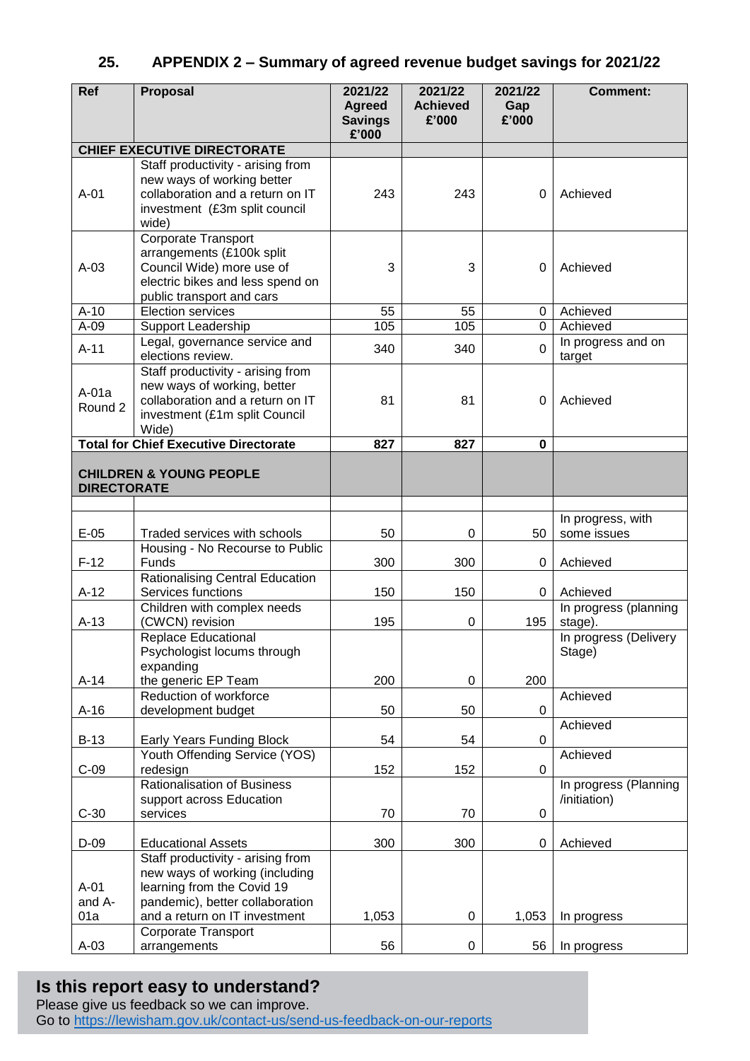## 25. APPENDIX 2 – Summary of agreed revenue budget savings for 2021/22

| Ref | Proposal | 2021/22 Agreed Savings £'000 | 2021/22 Achieved £'000 | 2021/22 Gap £'000 | Comment: |
|---|---|---|---|---|---|
| **CHIEF EXECUTIVE DIRECTORATE** | | | | | |
| A-01 | Staff productivity - arising from new ways of working better collaboration and a return on IT investment (£3m split council wide) | 243 | 243 | 0 | Achieved |
| A-03 | Corporate Transport arrangements (£100k split Council Wide) more use of electric bikes and less spend on public transport and cars | 3 | 3 | 0 | Achieved |
| A-10 | Election services | 55 | 55 | 0 | Achieved |
| A-09 | Support Leadership | 105 | 105 | 0 | Achieved |
| A-11 | Legal, governance service and elections review. | 340 | 340 | 0 | In progress and on target |
| A-01a Round 2 | Staff productivity - arising from new ways of working, better collaboration and a return on IT investment (£1m split Council Wide) | 81 | 81 | 0 | Achieved |
| **Total for Chief Executive Directorate** | | **827** | **827** | **0** | |
| **CHILDREN & YOUNG PEOPLE DIRECTORATE** | | | | | |
| | | | | | |
| E-05 | Traded services with schools | 50 | 0 | 50 | In progress, with some issues |
| F-12 | Housing - No Recourse to Public Funds | 300 | 300 | 0 | Achieved |
| A-12 | Rationalising Central Education Services functions | 150 | 150 | 0 | Achieved |
| A-13 | Children with complex needs (CWCN) revision | 195 | 0 | 195 | In progress (planning stage). |
| A-14 | Replace Educational Psychologist locums through expanding the generic EP Team | 200 | 0 | 200 | In progress (Delivery Stage) |
| A-16 | Reduction of workforce development budget | 50 | 50 | 0 | Achieved |
| B-13 | Early Years Funding Block | 54 | 54 | 0 | Achieved |
| C-09 | Youth Offending Service (YOS) redesign | 152 | 152 | 0 | Achieved |
| C-30 | Rationalisation of Business support across Education services | 70 | 70 | 0 | In progress (Planning /initiation) |
| D-09 | Educational Assets | 300 | 300 | 0 | Achieved |
| A-01 and A-01a | Staff productivity - arising from new ways of working (including learning from the Covid 19 pandemic), better collaboration and a return on IT investment | 1,053 | 0 | 1,053 | In progress |
| A-03 | Corporate Transport arrangements | 56 | 0 | 56 | In progress |

**Is this report easy to understand?**
Please give us feedback so we can improve.
Go to https://lewisham.gov.uk/contact-us/send-us-feedback-on-our-reports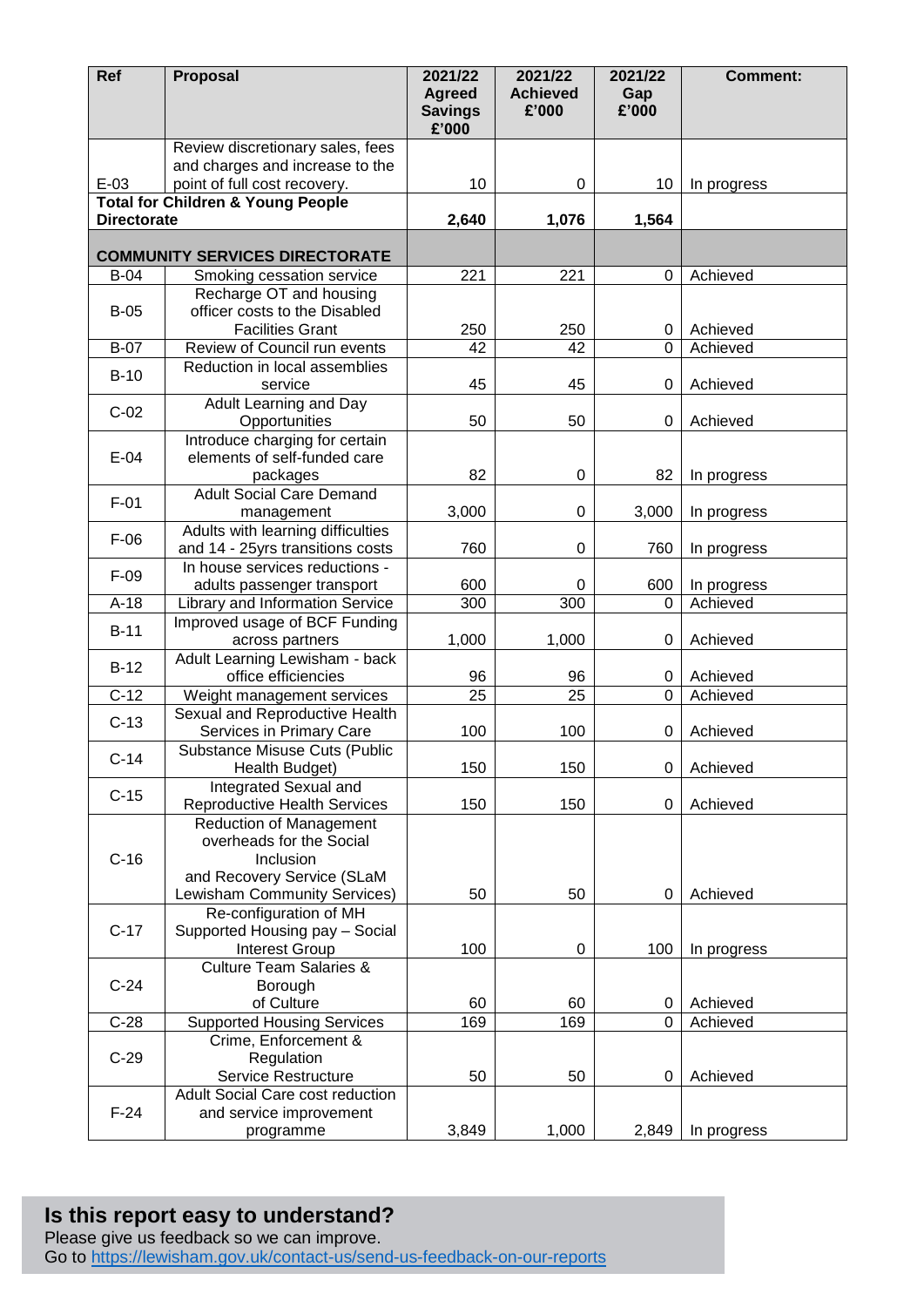| Ref | Proposal | 2021/22 Agreed Savings £'000 | 2021/22 Achieved £'000 | 2021/22 Gap £'000 | Comment: |
|---|---|---|---|---|---|
| E-03 | Review discretionary sales, fees and charges and increase to the point of full cost recovery. | 10 | 0 | 10 | In progress |
| **Total for Children & Young People Directorate** | | **2,640** | **1,076** | **1,564** | |
| **COMMUNITY SERVICES DIRECTORATE** | | | | | |
| B-04 | Smoking cessation service | 221 | 221 | 0 | Achieved |
| B-05 | Recharge OT and housing officer costs to the Disabled Facilities Grant | 250 | 250 | 0 | Achieved |
| B-07 | Review of Council run events | 42 | 42 | 0 | Achieved |
| B-10 | Reduction in local assemblies service | 45 | 45 | 0 | Achieved |
| C-02 | Adult Learning and Day Opportunities | 50 | 50 | 0 | Achieved |
| E-04 | Introduce charging for certain elements of self-funded care packages | 82 | 0 | 82 | In progress |
| F-01 | Adult Social Care Demand management | 3,000 | 0 | 3,000 | In progress |
| F-06 | Adults with learning difficulties and 14 - 25yrs transitions costs | 760 | 0 | 760 | In progress |
| F-09 | In house services reductions - adults passenger transport | 600 | 0 | 600 | In progress |
| A-18 | Library and Information Service | 300 | 300 | 0 | Achieved |
| B-11 | Improved usage of BCF Funding across partners | 1,000 | 1,000 | 0 | Achieved |
| B-12 | Adult Learning Lewisham - back office efficiencies | 96 | 96 | 0 | Achieved |
| C-12 | Weight management services | 25 | 25 | 0 | Achieved |
| C-13 | Sexual and Reproductive Health Services in Primary Care | 100 | 100 | 0 | Achieved |
| C-14 | Substance Misuse Cuts (Public Health Budget) | 150 | 150 | 0 | Achieved |
| C-15 | Integrated Sexual and Reproductive Health Services | 150 | 150 | 0 | Achieved |
| C-16 | Reduction of Management overheads for the Social Inclusion and Recovery Service (SLaM Lewisham Community Services) | 50 | 50 | 0 | Achieved |
| C-17 | Re-configuration of MH Supported Housing pay – Social Interest Group | 100 | 0 | 100 | In progress |
| C-24 | Culture Team Salaries & Borough of Culture | 60 | 60 | 0 | Achieved |
| C-28 | Supported Housing Services | 169 | 169 | 0 | Achieved |
| C-29 | Crime, Enforcement & Regulation Service Restructure | 50 | 50 | 0 | Achieved |
| F-24 | Adult Social Care cost reduction and service improvement programme | 3,849 | 1,000 | 2,849 | In progress |

**Is this report easy to understand?**
Please give us feedback so we can improve.
Go to https://lewisham.gov.uk/contact-us/send-us-feedback-on-our-reports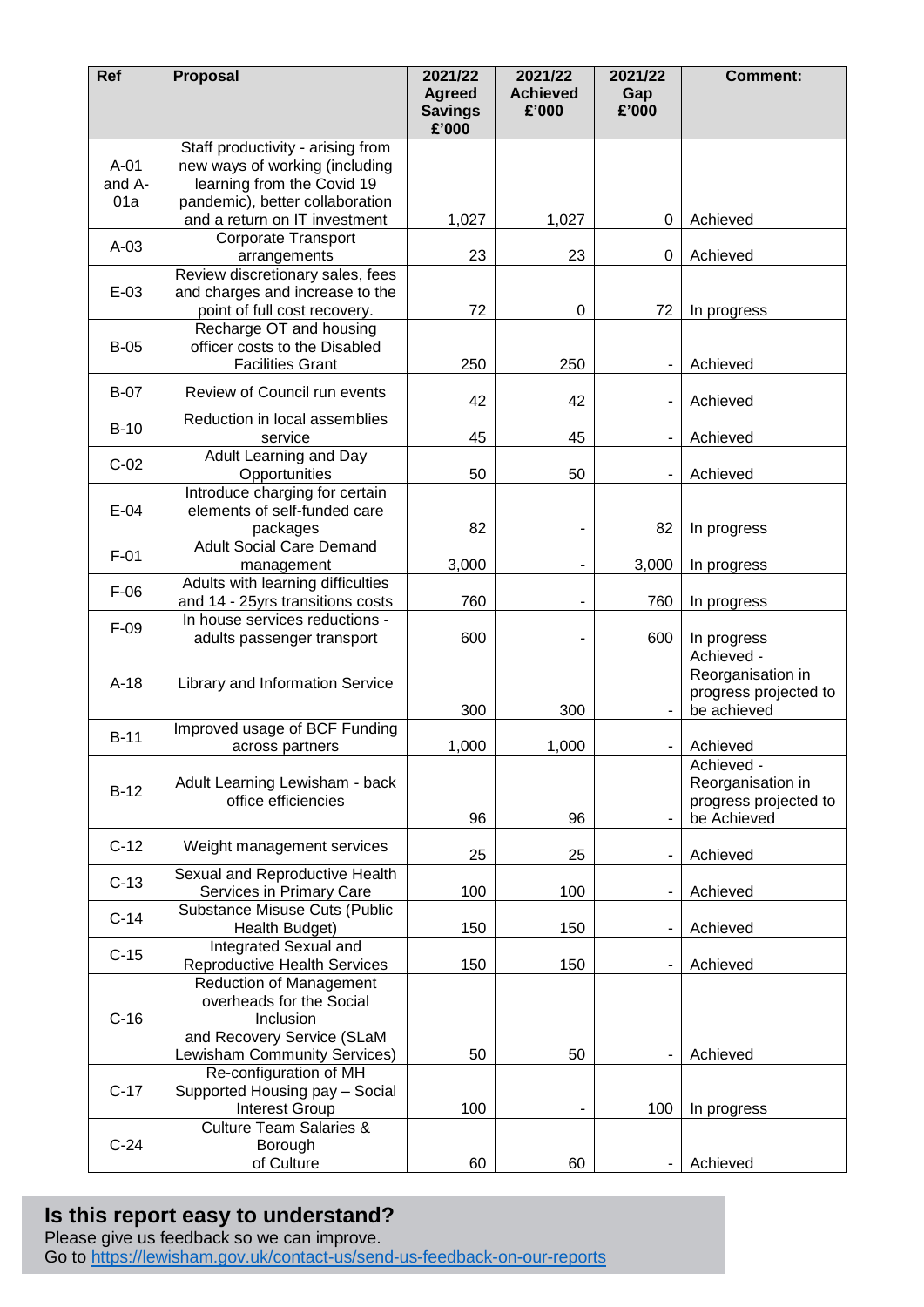| Ref | Proposal | 2021/22 Agreed Savings £'000 | 2021/22 Achieved £'000 | 2021/22 Gap £'000 | Comment: |
|---|---|---|---|---|---|
| A-01 and A-01a | Staff productivity - arising from new ways of working (including learning from the Covid 19 pandemic), better collaboration and a return on IT investment | 1,027 | 1,027 | 0 | Achieved |
| A-03 | Corporate Transport arrangements | 23 | 23 | 0 | Achieved |
| E-03 | Review discretionary sales, fees and charges and increase to the point of full cost recovery. | 72 | 0 | 72 | In progress |
| B-05 | Recharge OT and housing officer costs to the Disabled Facilities Grant | 250 | 250 | - | Achieved |
| B-07 | Review of Council run events | 42 | 42 | - | Achieved |
| B-10 | Reduction in local assemblies service | 45 | 45 | - | Achieved |
| C-02 | Adult Learning and Day Opportunities | 50 | 50 | - | Achieved |
| E-04 | Introduce charging for certain elements of self-funded care packages | 82 | - | 82 | In progress |
| F-01 | Adult Social Care Demand management | 3,000 | - | 3,000 | In progress |
| F-06 | Adults with learning difficulties and 14 - 25yrs transitions costs | 760 | - | 760 | In progress |
| F-09 | In house services reductions - adults passenger transport | 600 | - | 600 | In progress |
| A-18 | Library and Information Service | 300 | 300 | - | Achieved - Reorganisation in progress projected to be achieved |
| B-11 | Improved usage of BCF Funding across partners | 1,000 | 1,000 | - | Achieved |
| B-12 | Adult Learning Lewisham - back office efficiencies | 96 | 96 | - | Achieved - Reorganisation in progress projected to be Achieved |
| C-12 | Weight management services | 25 | 25 | - | Achieved |
| C-13 | Sexual and Reproductive Health Services in Primary Care | 100 | 100 | - | Achieved |
| C-14 | Substance Misuse Cuts (Public Health Budget) | 150 | 150 | - | Achieved |
| C-15 | Integrated Sexual and Reproductive Health Services | 150 | 150 | - | Achieved |
| C-16 | Reduction of Management overheads for the Social Inclusion and Recovery Service (SLaM Lewisham Community Services) | 50 | 50 | - | Achieved |
| C-17 | Re-configuration of MH Supported Housing pay – Social Interest Group | 100 | - | 100 | In progress |
| C-24 | Culture Team Salaries & Borough of Culture | 60 | 60 | - | Achieved |

## Is this report easy to understand?

Please give us feedback so we can improve.
Go to https://lewisham.gov.uk/contact-us/send-us-feedback-on-our-reports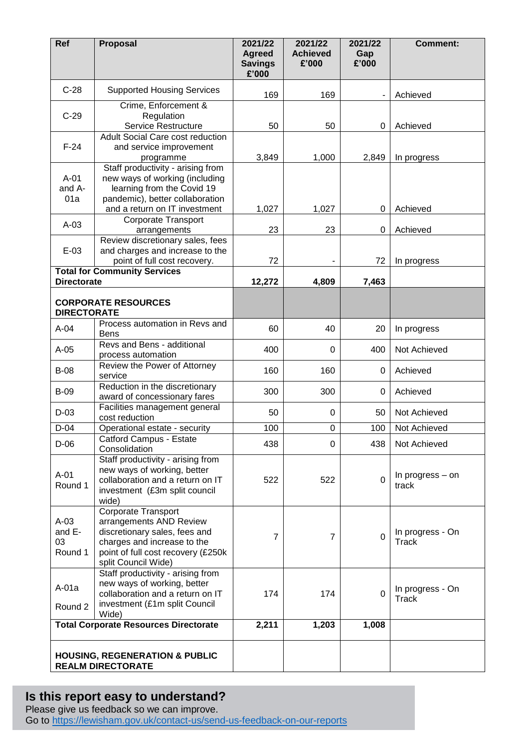| Ref | Proposal | 2021/22 Agreed Savings £'000 | 2021/22 Achieved £'000 | 2021/22 Gap £'000 | Comment: |
|---|---|---|---|---|---|
| C-28 | Supported Housing Services | 169 | 169 | - | Achieved |
| C-29 | Crime, Enforcement & Regulation Service Restructure | 50 | 50 | 0 | Achieved |
| F-24 | Adult Social Care cost reduction and service improvement programme | 3,849 | 1,000 | 2,849 | In progress |
| A-01 and A-01a | Staff productivity - arising from new ways of working (including learning from the Covid 19 pandemic), better collaboration and a return on IT investment | 1,027 | 1,027 | 0 | Achieved |
| A-03 | Corporate Transport arrangements | 23 | 23 | 0 | Achieved |
| E-03 | Review discretionary sales, fees and charges and increase to the point of full cost recovery. | 72 | - | 72 | In progress |
| **Total for Community Services Directorate** | | **12,272** | **4,809** | **7,463** | |
| **CORPORATE RESOURCES DIRECTORATE** | | | | | |
| A-04 | Process automation in Revs and Bens | 60 | 40 | 20 | In progress |
| A-05 | Revs and Bens - additional process automation | 400 | 0 | 400 | Not Achieved |
| B-08 | Review the Power of Attorney service | 160 | 160 | 0 | Achieved |
| B-09 | Reduction in the discretionary award of concessionary fares | 300 | 300 | 0 | Achieved |
| D-03 | Facilities management general cost reduction | 50 | 0 | 50 | Not Achieved |
| D-04 | Operational estate - security | 100 | 0 | 100 | Not Achieved |
| D-06 | Catford Campus - Estate Consolidation | 438 | 0 | 438 | Not Achieved |
| A-01 Round 1 | Staff productivity - arising from new ways of working, better collaboration and a return on IT investment (£3m split council wide) | 522 | 522 | 0 | In progress – on track |
| A-03 and E-03 Round 1 | Corporate Transport arrangements AND Review discretionary sales, fees and charges and increase to the point of full cost recovery (£250k split Council Wide) | 7 | 7 | 0 | In progress - On Track |
| A-01a Round 2 | Staff productivity - arising from new ways of working, better collaboration and a return on IT investment (£1m split Council Wide) | 174 | 174 | 0 | In progress - On Track |
| **Total Corporate Resources Directorate** | | **2,211** | **1,203** | **1,008** | |
| **HOUSING, REGENERATION & PUBLIC REALM DIRECTORATE** | | | | | |

## Is this report easy to understand?

Please give us feedback so we can improve.
Go to https://lewisham.gov.uk/contact-us/send-us-feedback-on-our-reports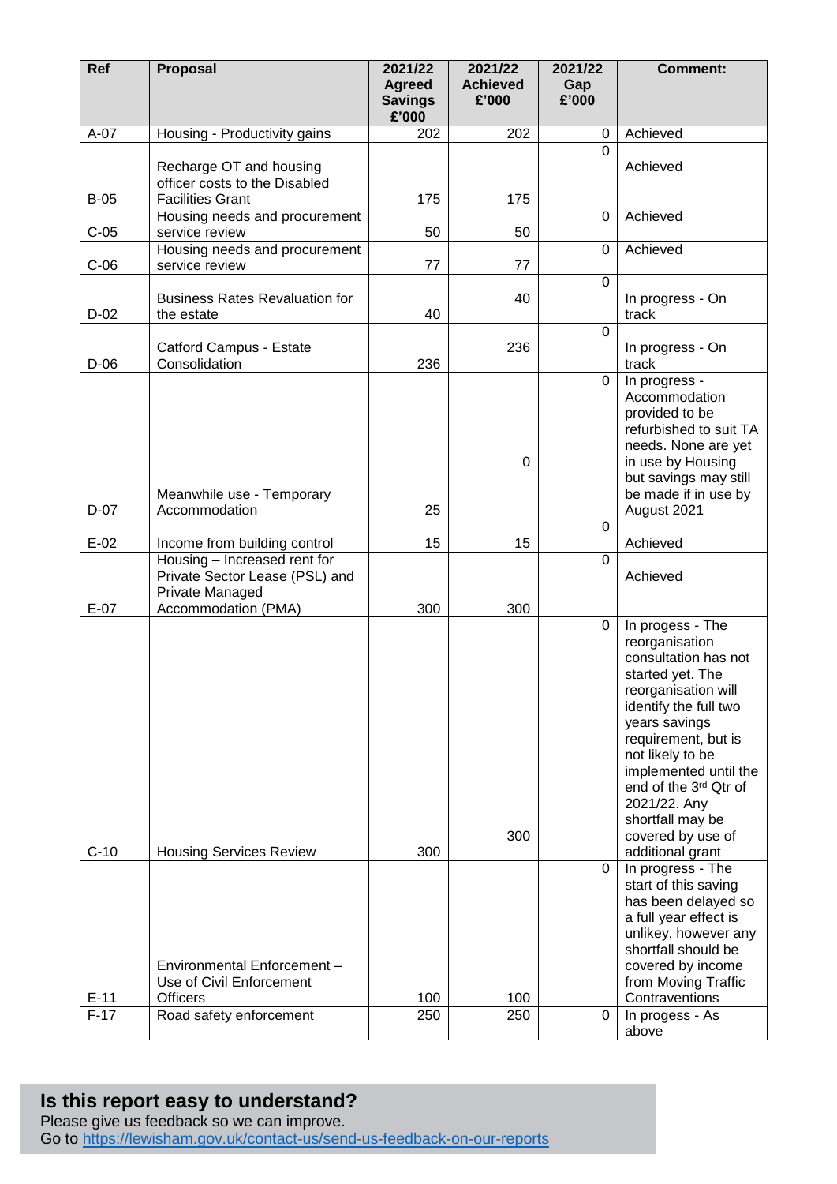| Ref | Proposal | 2021/22 Agreed Savings £'000 | 2021/22 Achieved £'000 | 2021/22 Gap £'000 | Comment: |
|---|---|---|---|---|---|
| A-07 | Housing - Productivity gains | 202 | 202 | 0 | Achieved |
| B-05 | Recharge OT and housing officer costs to the Disabled Facilities Grant | 175 | 175 | 0 | Achieved |
| C-05 | Housing needs and procurement service review | 50 | 50 | 0 | Achieved |
| C-06 | Housing needs and procurement service review | 77 | 77 | 0 | Achieved |
| D-02 | Business Rates Revaluation for the estate | 40 | 40 | 0 | In progress - On track |
| D-06 | Catford Campus - Estate Consolidation | 236 | 236 | 0 | In progress - On track |
| D-07 | Meanwhile use - Temporary Accommodation | 25 | 0 | 0 | In progress - Accommodation provided to be refurbished to suit TA needs. None are yet in use by Housing but savings may still be made if in use by August 2021 |
| E-02 | Income from building control | 15 | 15 | 0 | Achieved |
| E-07 | Housing – Increased rent for Private Sector Lease (PSL) and Private Managed Accommodation (PMA) | 300 | 300 | 0 | Achieved |
| C-10 | Housing Services Review | 300 | 300 | 0 | In progess - The reorganisation consultation has not started yet. The reorganisation will identify the full two years savings requirement, but is not likely to be implemented until the end of the 3rd Qtr of 2021/22. Any shortfall may be covered by use of additional grant |
| E-11 | Environmental Enforcement – Use of Civil Enforcement Officers | 100 | 100 | 0 | In progress - The start of this saving has been delayed so a full year effect is unlikey, however any shortfall should be covered by income from Moving Traffic Contraventions |
| F-17 | Road safety enforcement | 250 | 250 | 0 | In progess - As above |

## Is this report easy to understand?

Please give us feedback so we can improve.
Go to https://lewisham.gov.uk/contact-us/send-us-feedback-on-our-reports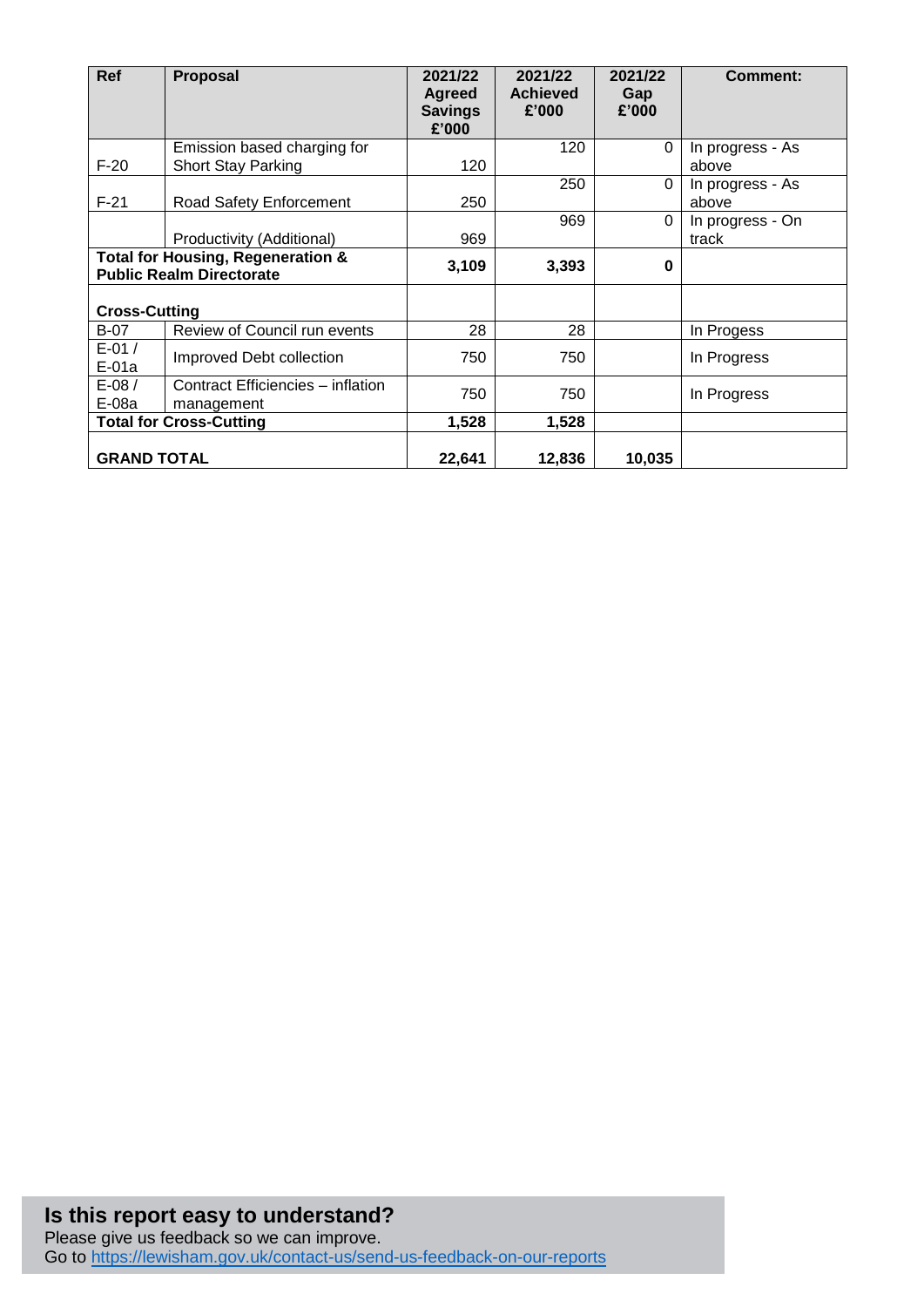| Ref | Proposal | 2021/22 Agreed Savings £'000 | 2021/22 Achieved £'000 | 2021/22 Gap £'000 | Comment: |
|---|---|---|---|---|---|
| F-20 | Emission based charging for Short Stay Parking | 120 | 120 | 0 | In progress - As above |
| F-21 | Road Safety Enforcement | 250 | 250 | 0 | In progress - As above |
| | Productivity (Additional) | 969 | 969 | 0 | In progress - On track |
| **Total for Housing, Regeneration & Public Realm Directorate** | | **3,109** | **3,393** | **0** | |
| **Cross-Cutting** | | | | | |
| B-07 | Review of Council run events | 28 | 28 | | In Progess |
| E-01 / E-01a | Improved Debt collection | 750 | 750 | | In Progress |
| E-08 / E-08a | Contract Efficiencies – inflation management | 750 | 750 | | In Progress |
| **Total for Cross-Cutting** | | **1,528** | **1,528** | | |
| **GRAND TOTAL** | | **22,641** | **12,836** | **10,035** | |

## Is this report easy to understand?

Please give us feedback so we can improve.
Go to https://lewisham.gov.uk/contact-us/send-us-feedback-on-our-reports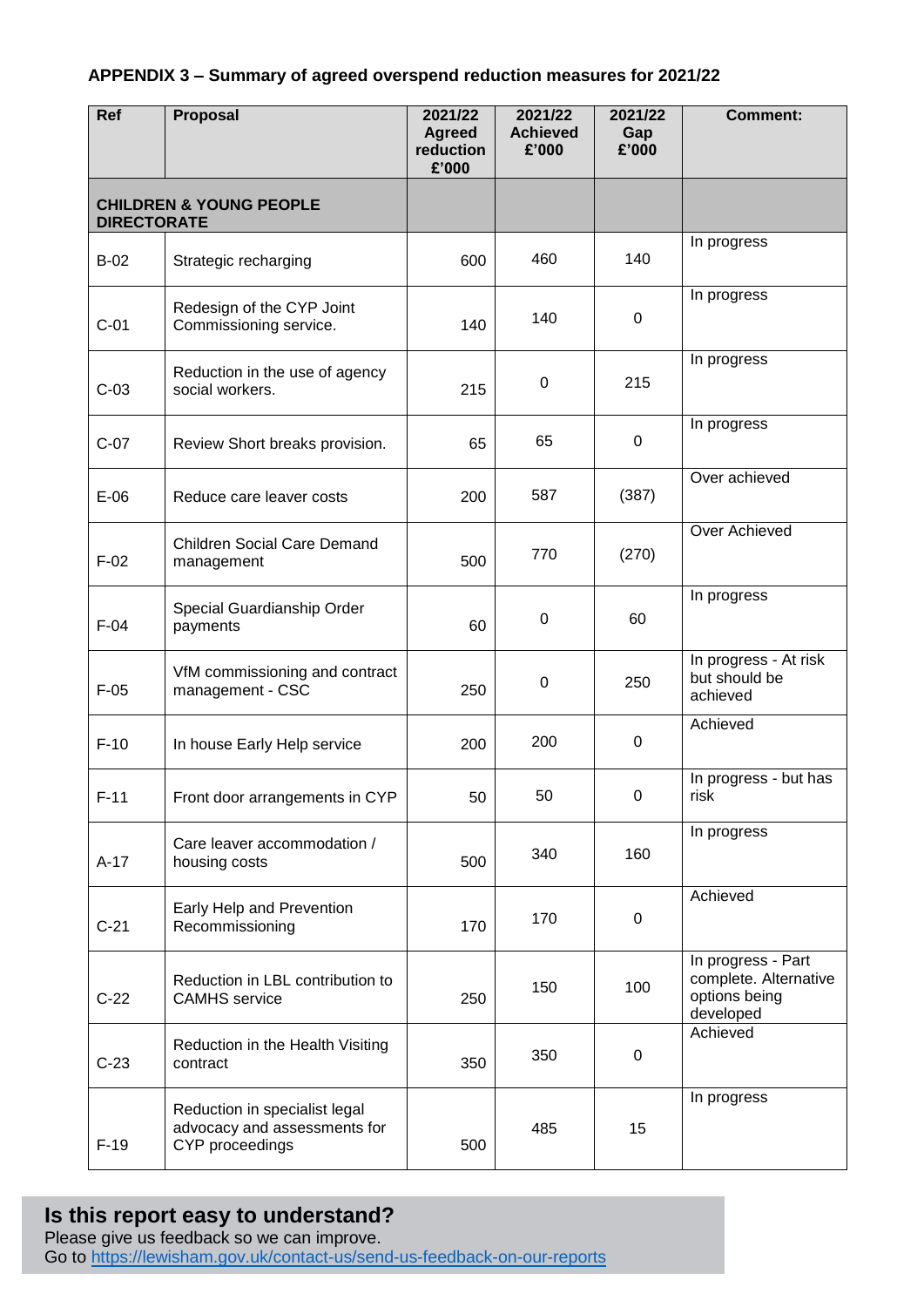**APPENDIX 3 – Summary of agreed overspend reduction measures for 2021/22**

| Ref | Proposal | 2021/22 Agreed reduction £'000 | 2021/22 Achieved £'000 | 2021/22 Gap £'000 | Comment: |
|---|---|---|---|---|---|
| **CHILDREN & YOUNG PEOPLE DIRECTORATE** | | | | | |
| B-02 | Strategic recharging | 600 | 460 | 140 | In progress |
| C-01 | Redesign of the CYP Joint Commissioning service. | 140 | 140 | 0 | In progress |
| C-03 | Reduction in the use of agency social workers. | 215 | 0 | 215 | In progress |
| C-07 | Review Short breaks provision. | 65 | 65 | 0 | In progress |
| E-06 | Reduce care leaver costs | 200 | 587 | (387) | Over achieved |
| F-02 | Children Social Care Demand management | 500 | 770 | (270) | Over Achieved |
| F-04 | Special Guardianship Order payments | 60 | 0 | 60 | In progress |
| F-05 | VfM commissioning and contract management - CSC | 250 | 0 | 250 | In progress - At risk but should be achieved |
| F-10 | In house Early Help service | 200 | 200 | 0 | Achieved |
| F-11 | Front door arrangements in CYP | 50 | 50 | 0 | In progress - but has risk |
| A-17 | Care leaver accommodation / housing costs | 500 | 340 | 160 | In progress |
| C-21 | Early Help and Prevention Recommissioning | 170 | 170 | 0 | Achieved |
| C-22 | Reduction in LBL contribution to CAMHS service | 250 | 150 | 100 | In progress - Part complete. Alternative options being developed |
| C-23 | Reduction in the Health Visiting contract | 350 | 350 | 0 | Achieved |
| F-19 | Reduction in specialist legal advocacy and assessments for CYP proceedings | 500 | 485 | 15 | In progress |

## Is this report easy to understand?

Please give us feedback so we can improve.
Go to https://lewisham.gov.uk/contact-us/send-us-feedback-on-our-reports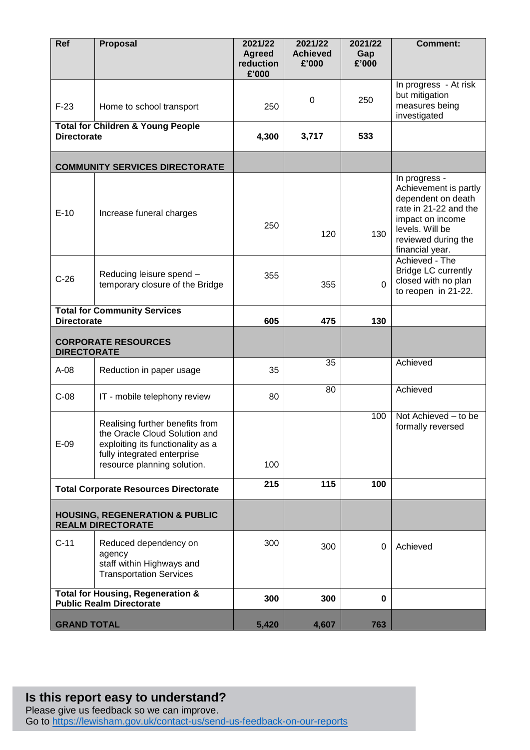| Ref | Proposal | 2021/22 Agreed reduction £'000 | 2021/22 Achieved £'000 | 2021/22 Gap £'000 | Comment: |
|---|---|---|---|---|---|
| F-23 | Home to school transport | 250 | 0 | 250 | In progress - At risk but mitigation measures being investigated |
| **Total for Children & Young People Directorate** | | **4,300** | **3,717** | **533** | |
| **COMMUNITY SERVICES DIRECTORATE** | | | | | |
| E-10 | Increase funeral charges | 250 | 120 | 130 | In progress - Achievement is partly dependent on death rate in 21-22 and the impact on income levels. Will be reviewed during the financial year. |
| C-26 | Reducing leisure spend – temporary closure of the Bridge | 355 | 355 | 0 | Achieved - The Bridge LC currently closed with no plan to reopen in 21-22. |
| **Total for Community Services Directorate** | | **605** | **475** | **130** | |
| **CORPORATE RESOURCES DIRECTORATE** | | | | | |
| A-08 | Reduction in paper usage | 35 | 35 | | Achieved |
| C-08 | IT - mobile telephony review | 80 | 80 | | Achieved |
| E-09 | Realising further benefits from the Oracle Cloud Solution and exploiting its functionality as a fully integrated enterprise resource planning solution. | 100 | | 100 | Not Achieved – to be formally reversed |
| **Total Corporate Resources Directorate** | | **215** | **115** | **100** | |
| **HOUSING, REGENERATION & PUBLIC REALM DIRECTORATE** | | | | | |
| C-11 | Reduced dependency on agency staff within Highways and Transportation Services | 300 | 300 | 0 | Achieved |
| **Total for Housing, Regeneration & Public Realm Directorate** | | **300** | **300** | **0** | |
| **GRAND TOTAL** | | **5,420** | **4,607** | **763** | |

**Is this report easy to understand?**

Please give us feedback so we can improve.
Go to https://lewisham.gov.uk/contact-us/send-us-feedback-on-our-reports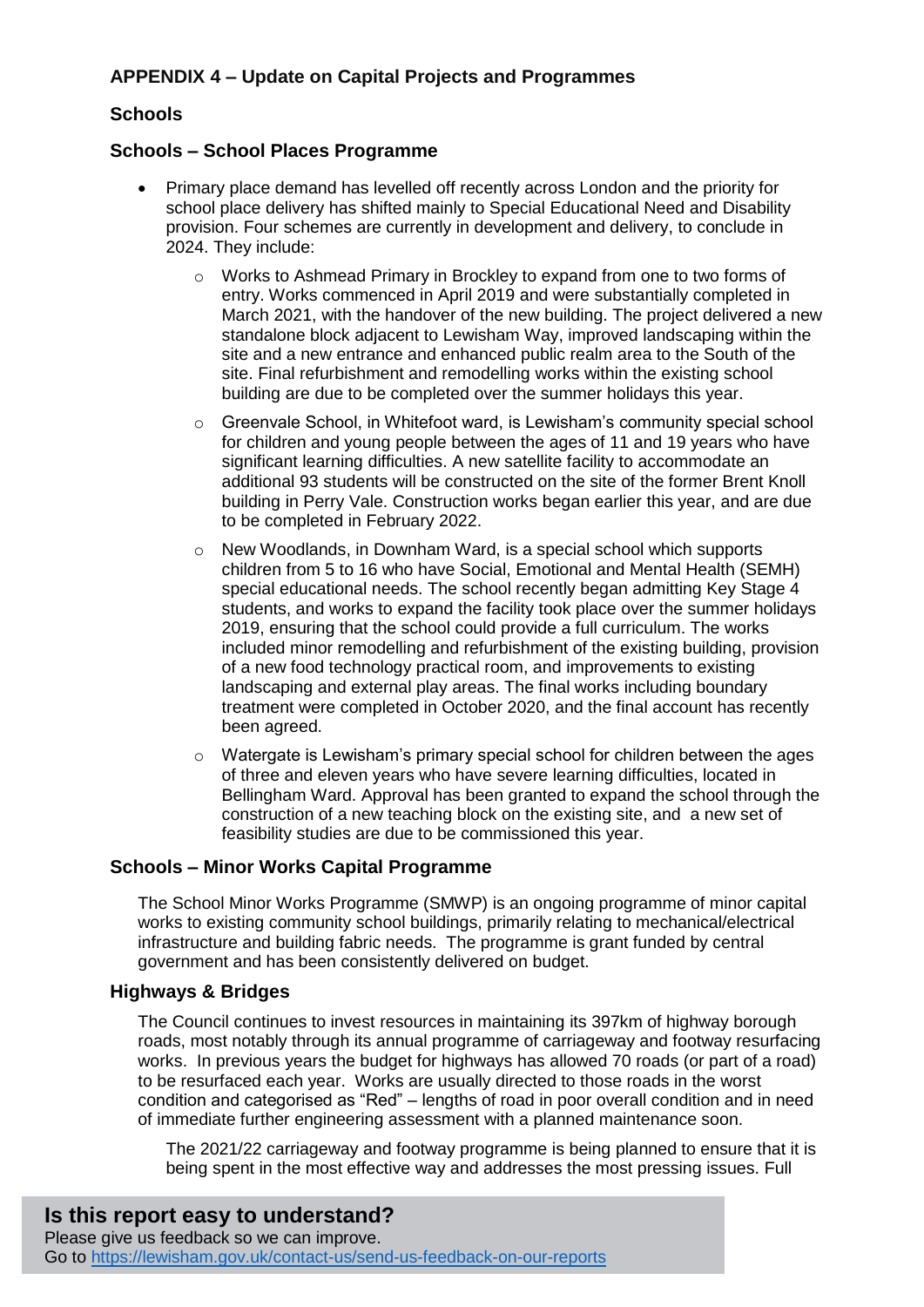## APPENDIX 4 – Update on Capital Projects and Programmes

### Schools

### Schools – School Places Programme

- Primary place demand has levelled off recently across London and the priority for school place delivery has shifted mainly to Special Educational Need and Disability provision. Four schemes are currently in development and delivery, to conclude in 2024. They include:
    - Works to Ashmead Primary in Brockley to expand from one to two forms of entry. Works commenced in April 2019 and were substantially completed in March 2021, with the handover of the new building. The project delivered a new standalone block adjacent to Lewisham Way, improved landscaping within the site and a new entrance and enhanced public realm area to the South of the site. Final refurbishment and remodelling works within the existing school building are due to be completed over the summer holidays this year.
    - Greenvale School, in Whitefoot ward, is Lewisham's community special school for children and young people between the ages of 11 and 19 years who have significant learning difficulties. A new satellite facility to accommodate an additional 93 students will be constructed on the site of the former Brent Knoll building in Perry Vale. Construction works began earlier this year, and are due to be completed in February 2022.
    - New Woodlands, in Downham Ward, is a special school which supports children from 5 to 16 who have Social, Emotional and Mental Health (SEMH) special educational needs. The school recently began admitting Key Stage 4 students, and works to expand the facility took place over the summer holidays 2019, ensuring that the school could provide a full curriculum. The works included minor remodelling and refurbishment of the existing building, provision of a new food technology practical room, and improvements to existing landscaping and external play areas. The final works including boundary treatment were completed in October 2020, and the final account has recently been agreed.
    - Watergate is Lewisham's primary special school for children between the ages of three and eleven years who have severe learning difficulties, located in Bellingham Ward. Approval has been granted to expand the school through the construction of a new teaching block on the existing site, and a new set of feasibility studies are due to be commissioned this year.

### Schools – Minor Works Capital Programme

The School Minor Works Programme (SMWP) is an ongoing programme of minor capital works to existing community school buildings, primarily relating to mechanical/electrical infrastructure and building fabric needs. The programme is grant funded by central government and has been consistently delivered on budget.

### Highways & Bridges

The Council continues to invest resources in maintaining its 397km of highway borough roads, most notably through its annual programme of carriageway and footway resurfacing works. In previous years the budget for highways has allowed 70 roads (or part of a road) to be resurfaced each year. Works are usually directed to those roads in the worst condition and categorised as "Red" – lengths of road in poor overall condition and in need of immediate further engineering assessment with a planned maintenance soon.

The 2021/22 carriageway and footway programme is being planned to ensure that it is being spent in the most effective way and addresses the most pressing issues. Full

**Is this report easy to understand?**
Please give us feedback so we can improve.
Go to https://lewisham.gov.uk/contact-us/send-us-feedback-on-our-reports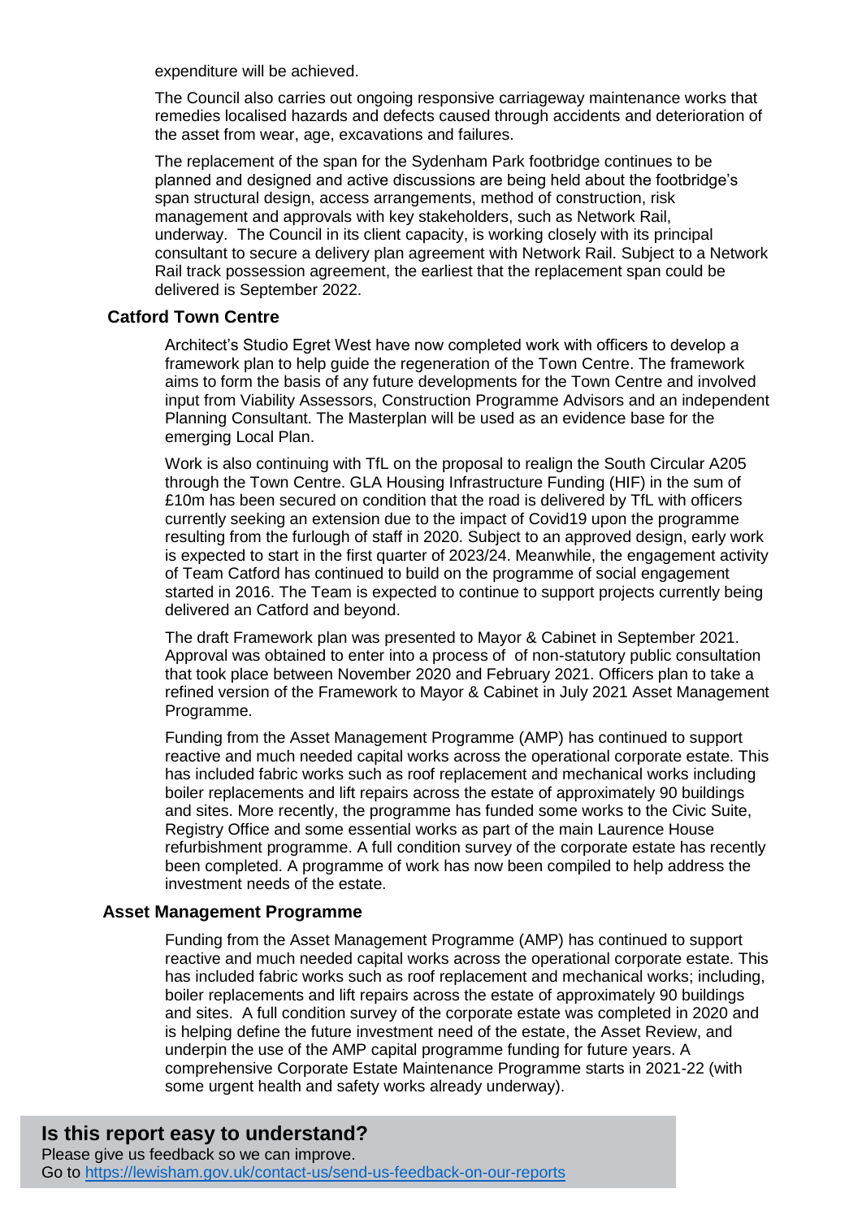expenditure will be achieved.

The Council also carries out ongoing responsive carriageway maintenance works that remedies localised hazards and defects caused through accidents and deterioration of the asset from wear, age, excavations and failures.

The replacement of the span for the Sydenham Park footbridge continues to be planned and designed and active discussions are being held about the footbridge's span structural design, access arrangements, method of construction, risk management and approvals with key stakeholders, such as Network Rail, underway. The Council in its client capacity, is working closely with its principal consultant to secure a delivery plan agreement with Network Rail. Subject to a Network Rail track possession agreement, the earliest that the replacement span could be delivered is September 2022.

### Catford Town Centre

Architect's Studio Egret West have now completed work with officers to develop a framework plan to help guide the regeneration of the Town Centre. The framework aims to form the basis of any future developments for the Town Centre and involved input from Viability Assessors, Construction Programme Advisors and an independent Planning Consultant. The Masterplan will be used as an evidence base for the emerging Local Plan.

Work is also continuing with TfL on the proposal to realign the South Circular A205 through the Town Centre. GLA Housing Infrastructure Funding (HIF) in the sum of £10m has been secured on condition that the road is delivered by TfL with officers currently seeking an extension due to the impact of Covid19 upon the programme resulting from the furlough of staff in 2020. Subject to an approved design, early work is expected to start in the first quarter of 2023/24. Meanwhile, the engagement activity of Team Catford has continued to build on the programme of social engagement started in 2016. The Team is expected to continue to support projects currently being delivered an Catford and beyond.

The draft Framework plan was presented to Mayor & Cabinet in September 2021. Approval was obtained to enter into a process of of non-statutory public consultation that took place between November 2020 and February 2021. Officers plan to take a refined version of the Framework to Mayor & Cabinet in July 2021 Asset Management Programme.

Funding from the Asset Management Programme (AMP) has continued to support reactive and much needed capital works across the operational corporate estate. This has included fabric works such as roof replacement and mechanical works including boiler replacements and lift repairs across the estate of approximately 90 buildings and sites. More recently, the programme has funded some works to the Civic Suite, Registry Office and some essential works as part of the main Laurence House refurbishment programme. A full condition survey of the corporate estate has recently been completed. A programme of work has now been compiled to help address the investment needs of the estate.

### Asset Management Programme

Funding from the Asset Management Programme (AMP) has continued to support reactive and much needed capital works across the operational corporate estate. This has included fabric works such as roof replacement and mechanical works; including, boiler replacements and lift repairs across the estate of approximately 90 buildings and sites. A full condition survey of the corporate estate was completed in 2020 and is helping define the future investment need of the estate, the Asset Review, and underpin the use of the AMP capital programme funding for future years. A comprehensive Corporate Estate Maintenance Programme starts in 2021-22 (with some urgent health and safety works already underway).

**Is this report easy to understand?**
Please give us feedback so we can improve.
Go to https://lewisham.gov.uk/contact-us/send-us-feedback-on-our-reports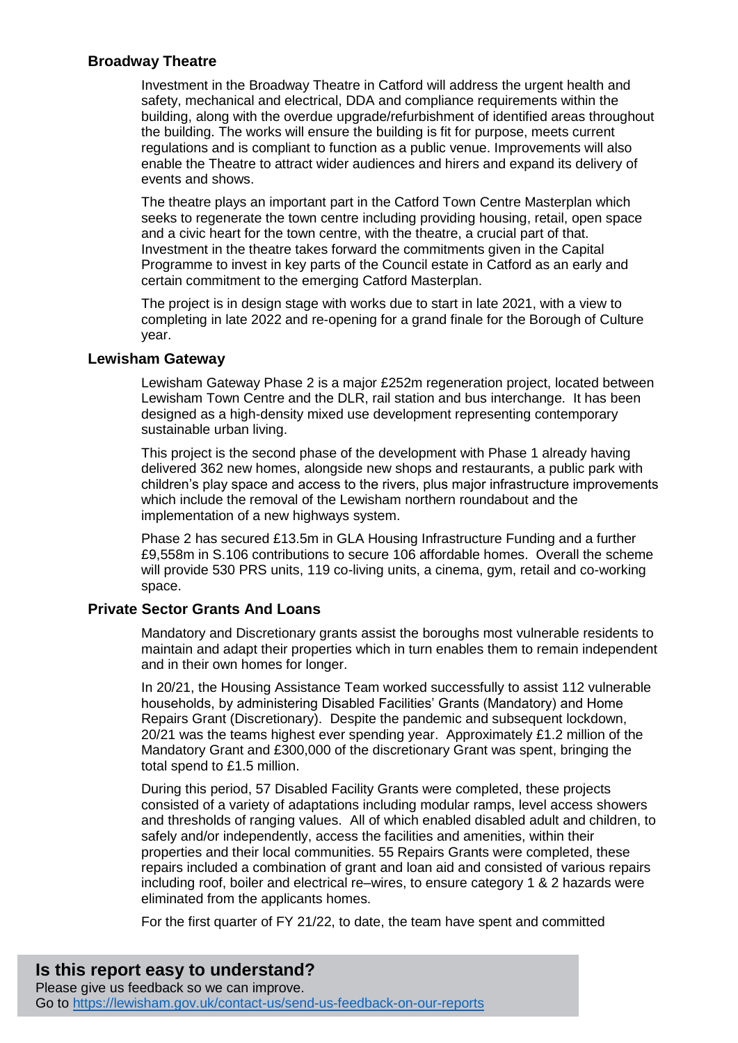### Broadway Theatre

Investment in the Broadway Theatre in Catford will address the urgent health and safety, mechanical and electrical, DDA and compliance requirements within the building, along with the overdue upgrade/refurbishment of identified areas throughout the building. The works will ensure the building is fit for purpose, meets current regulations and is compliant to function as a public venue. Improvements will also enable the Theatre to attract wider audiences and hirers and expand its delivery of events and shows.

The theatre plays an important part in the Catford Town Centre Masterplan which seeks to regenerate the town centre including providing housing, retail, open space and a civic heart for the town centre, with the theatre, a crucial part of that. Investment in the theatre takes forward the commitments given in the Capital Programme to invest in key parts of the Council estate in Catford as an early and certain commitment to the emerging Catford Masterplan.

The project is in design stage with works due to start in late 2021, with a view to completing in late 2022 and re-opening for a grand finale for the Borough of Culture year.

### Lewisham Gateway

Lewisham Gateway Phase 2 is a major £252m regeneration project, located between Lewisham Town Centre and the DLR, rail station and bus interchange. It has been designed as a high-density mixed use development representing contemporary sustainable urban living.

This project is the second phase of the development with Phase 1 already having delivered 362 new homes, alongside new shops and restaurants, a public park with children's play space and access to the rivers, plus major infrastructure improvements which include the removal of the Lewisham northern roundabout and the implementation of a new highways system.

Phase 2 has secured £13.5m in GLA Housing Infrastructure Funding and a further £9,558m in S.106 contributions to secure 106 affordable homes. Overall the scheme will provide 530 PRS units, 119 co-living units, a cinema, gym, retail and co-working space.

### Private Sector Grants And Loans

Mandatory and Discretionary grants assist the boroughs most vulnerable residents to maintain and adapt their properties which in turn enables them to remain independent and in their own homes for longer.

In 20/21, the Housing Assistance Team worked successfully to assist 112 vulnerable households, by administering Disabled Facilities' Grants (Mandatory) and Home Repairs Grant (Discretionary). Despite the pandemic and subsequent lockdown, 20/21 was the teams highest ever spending year. Approximately £1.2 million of the Mandatory Grant and £300,000 of the discretionary Grant was spent, bringing the total spend to £1.5 million.

During this period, 57 Disabled Facility Grants were completed, these projects consisted of a variety of adaptations including modular ramps, level access showers and thresholds of ranging values. All of which enabled disabled adult and children, to safely and/or independently, access the facilities and amenities, within their properties and their local communities. 55 Repairs Grants were completed, these repairs included a combination of grant and loan aid and consisted of various repairs including roof, boiler and electrical re–wires, to ensure category 1 & 2 hazards were eliminated from the applicants homes.

For the first quarter of FY 21/22, to date, the team have spent and committed

**Is this report easy to understand?**
Please give us feedback so we can improve.
Go to https://lewisham.gov.uk/contact-us/send-us-feedback-on-our-reports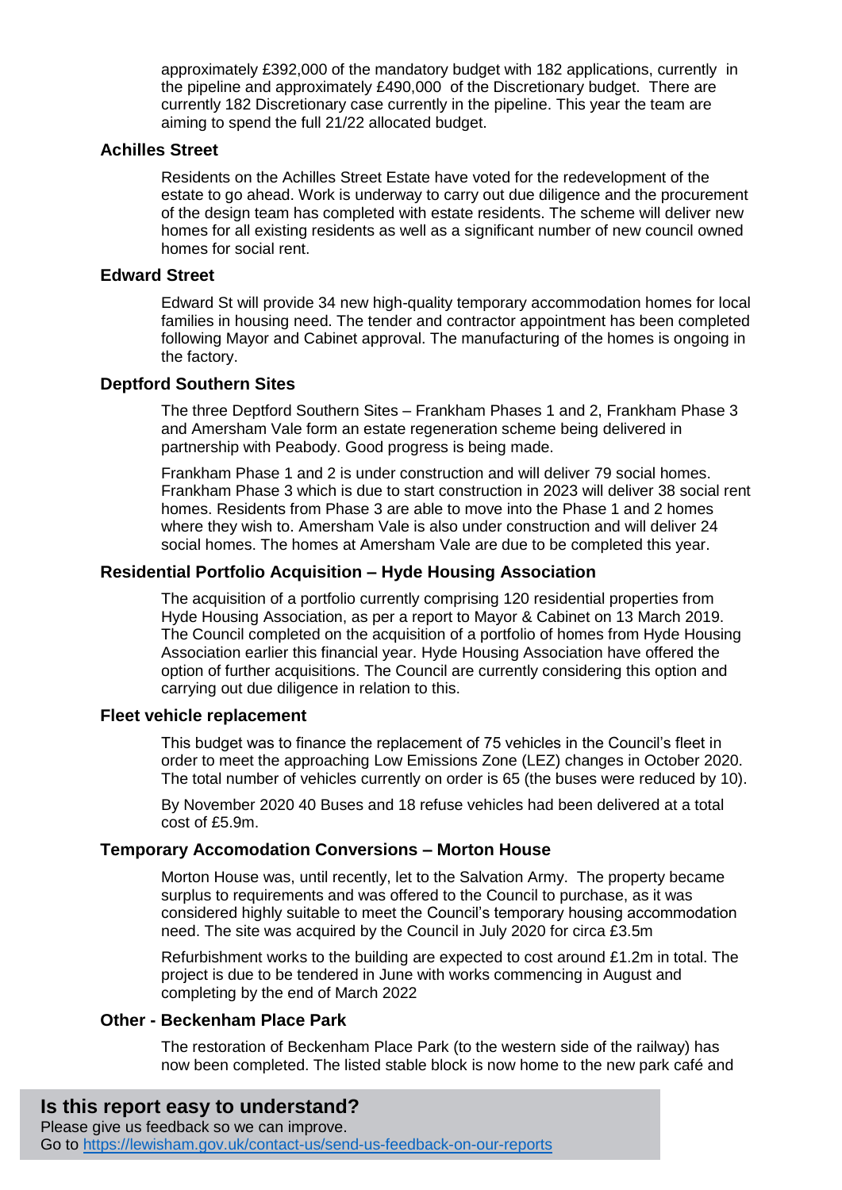approximately £392,000 of the mandatory budget with 182 applications, currently in the pipeline and approximately £490,000 of the Discretionary budget. There are currently 182 Discretionary case currently in the pipeline. This year the team are aiming to spend the full 21/22 allocated budget.

### Achilles Street

Residents on the Achilles Street Estate have voted for the redevelopment of the estate to go ahead. Work is underway to carry out due diligence and the procurement of the design team has completed with estate residents. The scheme will deliver new homes for all existing residents as well as a significant number of new council owned homes for social rent.

### Edward Street

Edward St will provide 34 new high-quality temporary accommodation homes for local families in housing need. The tender and contractor appointment has been completed following Mayor and Cabinet approval. The manufacturing of the homes is ongoing in the factory.

### Deptford Southern Sites

The three Deptford Southern Sites – Frankham Phases 1 and 2, Frankham Phase 3 and Amersham Vale form an estate regeneration scheme being delivered in partnership with Peabody. Good progress is being made.

Frankham Phase 1 and 2 is under construction and will deliver 79 social homes. Frankham Phase 3 which is due to start construction in 2023 will deliver 38 social rent homes. Residents from Phase 3 are able to move into the Phase 1 and 2 homes where they wish to. Amersham Vale is also under construction and will deliver 24 social homes. The homes at Amersham Vale are due to be completed this year.

### Residential Portfolio Acquisition – Hyde Housing Association

The acquisition of a portfolio currently comprising 120 residential properties from Hyde Housing Association, as per a report to Mayor & Cabinet on 13 March 2019. The Council completed on the acquisition of a portfolio of homes from Hyde Housing Association earlier this financial year. Hyde Housing Association have offered the option of further acquisitions. The Council are currently considering this option and carrying out due diligence in relation to this.

### Fleet vehicle replacement

This budget was to finance the replacement of 75 vehicles in the Council's fleet in order to meet the approaching Low Emissions Zone (LEZ) changes in October 2020. The total number of vehicles currently on order is 65 (the buses were reduced by 10).

By November 2020 40 Buses and 18 refuse vehicles had been delivered at a total cost of £5.9m.

### Temporary Accomodation Conversions – Morton House

Morton House was, until recently, let to the Salvation Army. The property became surplus to requirements and was offered to the Council to purchase, as it was considered highly suitable to meet the Council's temporary housing accommodation need. The site was acquired by the Council in July 2020 for circa £3.5m

Refurbishment works to the building are expected to cost around £1.2m in total. The project is due to be tendered in June with works commencing in August and completing by the end of March 2022

### Other - Beckenham Place Park

The restoration of Beckenham Place Park (to the western side of the railway) has now been completed. The listed stable block is now home to the new park café and

**Is this report easy to understand?**
Please give us feedback so we can improve.
Go to https://lewisham.gov.uk/contact-us/send-us-feedback-on-our-reports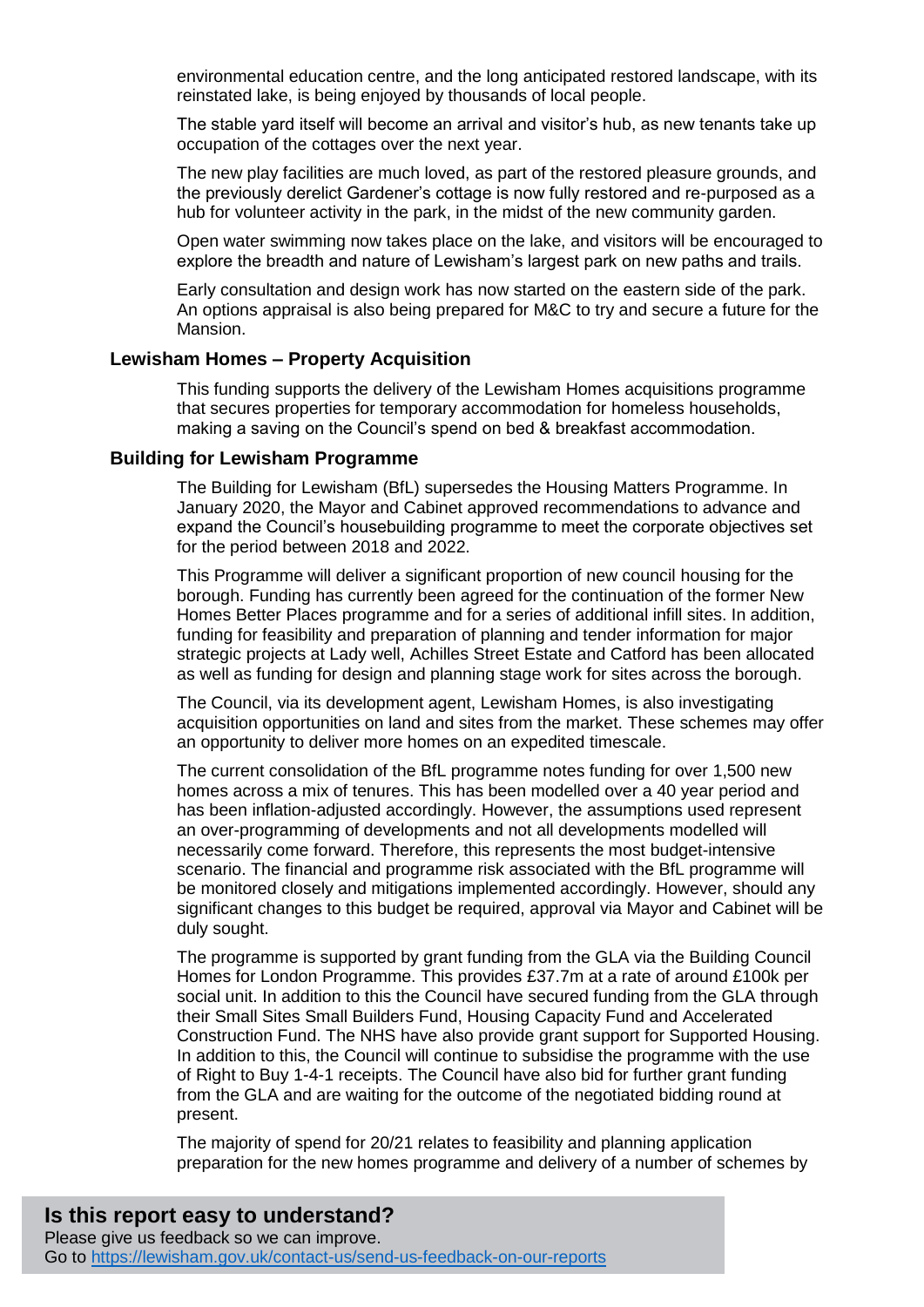environmental education centre, and the long anticipated restored landscape, with its reinstated lake, is being enjoyed by thousands of local people.

The stable yard itself will become an arrival and visitor's hub, as new tenants take up occupation of the cottages over the next year.

The new play facilities are much loved, as part of the restored pleasure grounds, and the previously derelict Gardener's cottage is now fully restored and re-purposed as a hub for volunteer activity in the park, in the midst of the new community garden.

Open water swimming now takes place on the lake, and visitors will be encouraged to explore the breadth and nature of Lewisham's largest park on new paths and trails.

Early consultation and design work has now started on the eastern side of the park. An options appraisal is also being prepared for M&C to try and secure a future for the Mansion.

### Lewisham Homes – Property Acquisition

This funding supports the delivery of the Lewisham Homes acquisitions programme that secures properties for temporary accommodation for homeless households, making a saving on the Council's spend on bed & breakfast accommodation.

### Building for Lewisham Programme

The Building for Lewisham (BfL) supersedes the Housing Matters Programme. In January 2020, the Mayor and Cabinet approved recommendations to advance and expand the Council's housebuilding programme to meet the corporate objectives set for the period between 2018 and 2022.

This Programme will deliver a significant proportion of new council housing for the borough. Funding has currently been agreed for the continuation of the former New Homes Better Places programme and for a series of additional infill sites. In addition, funding for feasibility and preparation of planning and tender information for major strategic projects at Lady well, Achilles Street Estate and Catford has been allocated as well as funding for design and planning stage work for sites across the borough.

The Council, via its development agent, Lewisham Homes, is also investigating acquisition opportunities on land and sites from the market. These schemes may offer an opportunity to deliver more homes on an expedited timescale.

The current consolidation of the BfL programme notes funding for over 1,500 new homes across a mix of tenures. This has been modelled over a 40 year period and has been inflation-adjusted accordingly. However, the assumptions used represent an over-programming of developments and not all developments modelled will necessarily come forward. Therefore, this represents the most budget-intensive scenario. The financial and programme risk associated with the BfL programme will be monitored closely and mitigations implemented accordingly. However, should any significant changes to this budget be required, approval via Mayor and Cabinet will be duly sought.

The programme is supported by grant funding from the GLA via the Building Council Homes for London Programme. This provides £37.7m at a rate of around £100k per social unit. In addition to this the Council have secured funding from the GLA through their Small Sites Small Builders Fund, Housing Capacity Fund and Accelerated Construction Fund. The NHS have also provide grant support for Supported Housing. In addition to this, the Council will continue to subsidise the programme with the use of Right to Buy 1-4-1 receipts. The Council have also bid for further grant funding from the GLA and are waiting for the outcome of the negotiated bidding round at present.

The majority of spend for 20/21 relates to feasibility and planning application preparation for the new homes programme and delivery of a number of schemes by

**Is this report easy to understand?**
Please give us feedback so we can improve.
Go to https://lewisham.gov.uk/contact-us/send-us-feedback-on-our-reports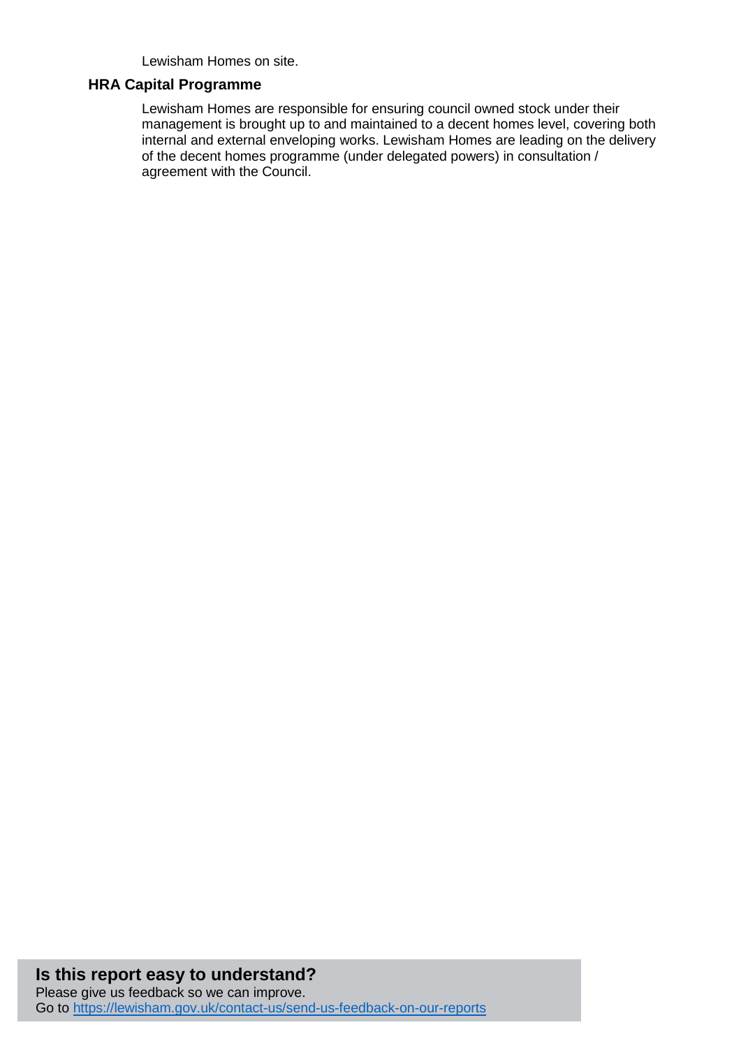Lewisham Homes on site.

**HRA Capital Programme**

Lewisham Homes are responsible for ensuring council owned stock under their management is brought up to and maintained to a decent homes level, covering both internal and external enveloping works. Lewisham Homes are leading on the delivery of the decent homes programme (under delegated powers) in consultation / agreement with the Council.

**Is this report easy to understand?**

Please give us feedback so we can improve.
Go to https://lewisham.gov.uk/contact-us/send-us-feedback-on-our-reports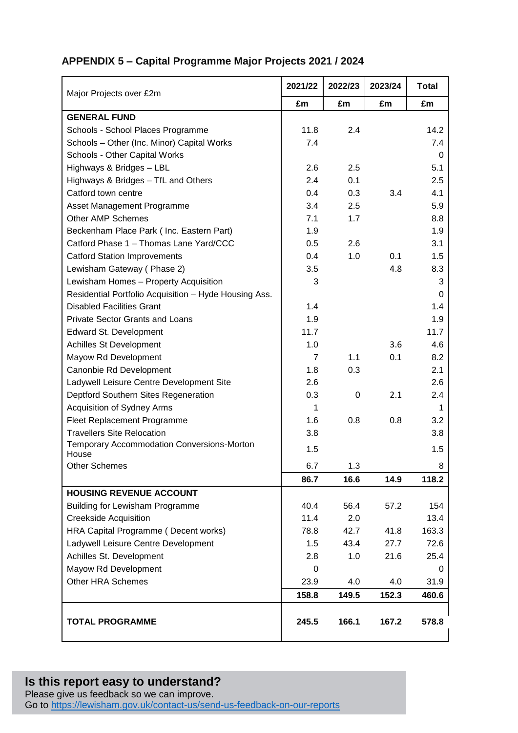## APPENDIX 5 – Capital Programme Major Projects 2021 / 2024

| Major Projects over £2m | 2021/22 | 2022/23 | 2023/24 | Total |
|---|---|---|---|---|
| | £m | £m | £m | £m |
| **GENERAL FUND** | | | | |
| Schools - School Places Programme | 11.8 | 2.4 | | 14.2 |
| Schools – Other (Inc. Minor) Capital Works | 7.4 | | | 7.4 |
| Schools - Other Capital Works | | | | 0 |
| Highways & Bridges – LBL | 2.6 | 2.5 | | 5.1 |
| Highways & Bridges – TfL and Others | 2.4 | 0.1 | | 2.5 |
| Catford town centre | 0.4 | 0.3 | 3.4 | 4.1 |
| Asset Management Programme | 3.4 | 2.5 | | 5.9 |
| Other AMP Schemes | 7.1 | 1.7 | | 8.8 |
| Beckenham Place Park ( Inc. Eastern Part) | 1.9 | | | 1.9 |
| Catford Phase 1 – Thomas Lane Yard/CCC | 0.5 | 2.6 | | 3.1 |
| Catford Station Improvements | 0.4 | 1.0 | 0.1 | 1.5 |
| Lewisham Gateway ( Phase 2) | 3.5 | | 4.8 | 8.3 |
| Lewisham Homes – Property Acquisition | 3 | | | 3 |
| Residential Portfolio Acquisition – Hyde Housing Ass. | | | | 0 |
| Disabled Facilities Grant | 1.4 | | | 1.4 |
| Private Sector Grants and Loans | 1.9 | | | 1.9 |
| Edward St. Development | 11.7 | | | 11.7 |
| Achilles St Development | 1.0 | | 3.6 | 4.6 |
| Mayow Rd Development | 7 | 1.1 | 0.1 | 8.2 |
| Canonbie Rd Development | 1.8 | 0.3 | | 2.1 |
| Ladywell Leisure Centre Development Site | 2.6 | | | 2.6 |
| Deptford Southern Sites Regeneration | 0.3 | 0 | 2.1 | 2.4 |
| Acquisition of Sydney Arms | 1 | | | 1 |
| Fleet Replacement Programme | 1.6 | 0.8 | 0.8 | 3.2 |
| Travellers Site Relocation | 3.8 | | | 3.8 |
| Temporary Accommodation Conversions-Morton House | 1.5 | | | 1.5 |
| Other Schemes | 6.7 | 1.3 | | 8 |
| | **86.7** | **16.6** | **14.9** | **118.2** |
| **HOUSING REVENUE ACCOUNT** | | | | |
| Building for Lewisham Programme | 40.4 | 56.4 | 57.2 | 154 |
| Creekside Acquisition | 11.4 | 2.0 | | 13.4 |
| HRA Capital Programme ( Decent works) | 78.8 | 42.7 | 41.8 | 163.3 |
| Ladywell Leisure Centre Development | 1.5 | 43.4 | 27.7 | 72.6 |
| Achilles St. Development | 2.8 | 1.0 | 21.6 | 25.4 |
| Mayow Rd Development | 0 | | | 0 |
| Other HRA Schemes | 23.9 | 4.0 | 4.0 | 31.9 |
| | **158.8** | **149.5** | **152.3** | **460.6** |
| **TOTAL PROGRAMME** | **245.5** | **166.1** | **167.2** | **578.8** |

### Is this report easy to understand?

Please give us feedback so we can improve.
Go to https://lewisham.gov.uk/contact-us/send-us-feedback-on-our-reports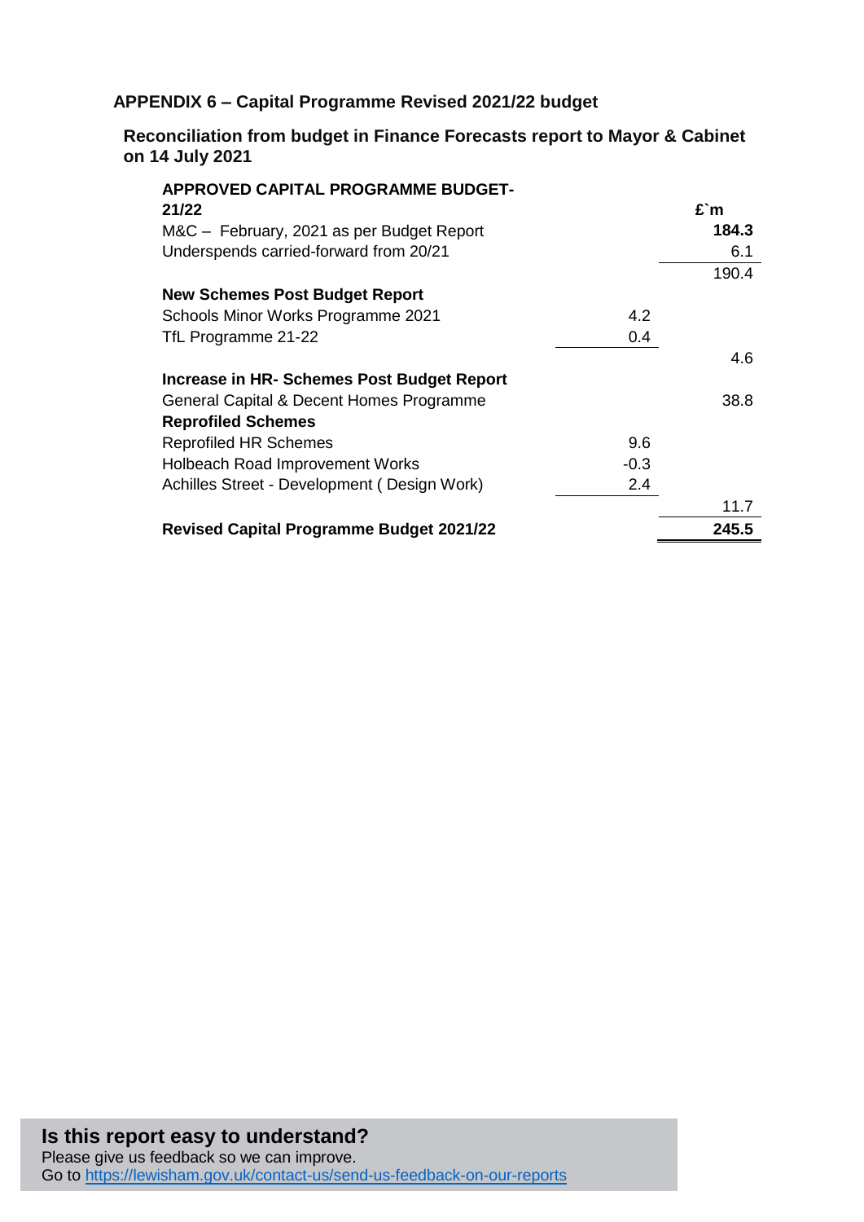## APPENDIX 6 – Capital Programme Revised 2021/22 budget

### Reconciliation from budget in Finance Forecasts report to Mayor & Cabinet on 14 July 2021

| | | |
|---|---|---|
| **APPROVED CAPITAL PROGRAMME BUDGET-21/22** | | **£`m** |
| M&C – February, 2021 as per Budget Report | | **184.3** |
| Underspends carried-forward from 20/21 | | 6.1 |
| | | 190.4 |
| **New Schemes Post Budget Report** | | |
| Schools Minor Works Programme 2021 | 4.2 | |
| TfL Programme 21-22 | 0.4 | |
| | | 4.6 |
| **Increase in HR- Schemes Post Budget Report** | | |
| General Capital & Decent Homes Programme | | 38.8 |
| **Reprofiled Schemes** | | |
| Reprofiled HR Schemes | 9.6 | |
| Holbeach Road Improvement Works | -0.3 | |
| Achilles Street - Development ( Design Work) | 2.4 | |
| | | 11.7 |
| **Revised Capital Programme Budget 2021/22** | | **245.5** |

**Is this report easy to understand?**

Please give us feedback so we can improve.

Go to https://lewisham.gov.uk/contact-us/send-us-feedback-on-our-reports